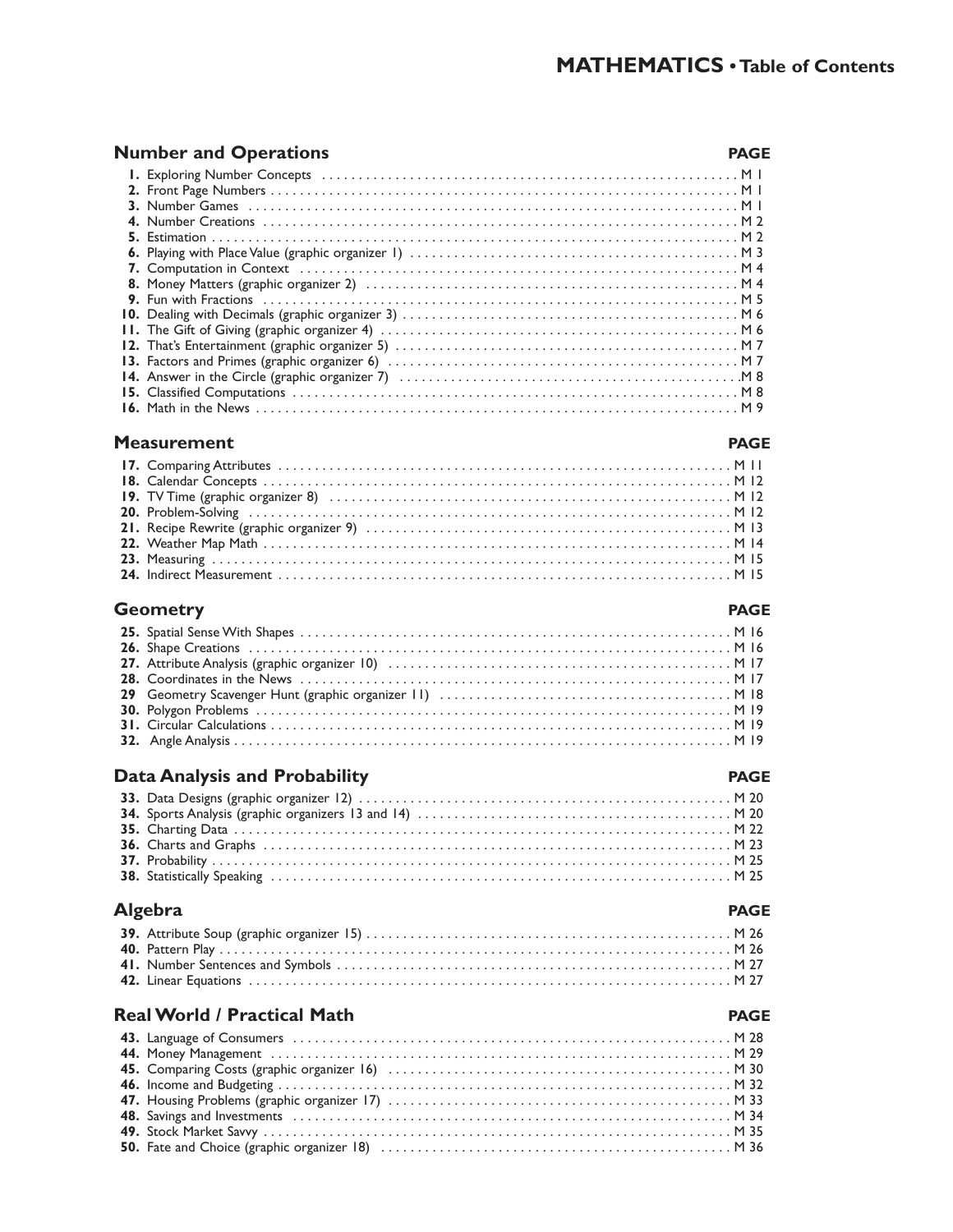# MATHEMATICS • Table of Contents

## Number and Operations

| | PAGE |
|---|---|
| **1.** Exploring Number Concepts | M 1 |
| **2.** Front Page Numbers | M 1 |
| **3.** Number Games | M 1 |
| **4.** Number Creations | M 2 |
| **5.** Estimation | M 2 |
| **6.** Playing with Place Value (graphic organizer 1) | M 3 |
| **7.** Computation in Context | M 4 |
| **8.** Money Matters (graphic organizer 2) | M 4 |
| **9.** Fun with Fractions | M 5 |
| **10.** Dealing with Decimals (graphic organizer 3) | M 6 |
| **11.** The Gift of Giving (graphic organizer 4) | M 6 |
| **12.** That's Entertainment (graphic organizer 5) | M 7 |
| **13.** Factors and Primes (graphic organizer 6) | M 7 |
| **14.** Answer in the Circle (graphic organizer 7) | M 8 |
| **15.** Classified Computations | M 8 |
| **16.** Math in the News | M 9 |

## Measurement

| | PAGE |
|---|---|
| **17.** Comparing Attributes | M 11 |
| **18.** Calendar Concepts | M 12 |
| **19.** TV Time (graphic organizer 8) | M 12 |
| **20.** Problem-Solving | M 12 |
| **21.** Recipe Rewrite (graphic organizer 9) | M 13 |
| **22.** Weather Map Math | M 14 |
| **23.** Measuring | M 15 |
| **24.** Indirect Measurement | M 15 |

## Geometry

| | PAGE |
|---|---|
| **25.** Spatial Sense With Shapes | M 16 |
| **26.** Shape Creations | M 16 |
| **27.** Attribute Analysis (graphic organizer 10) | M 17 |
| **28.** Coordinates in the News | M 17 |
| **29** Geometry Scavenger Hunt (graphic organizer 11) | M 18 |
| **30.** Polygon Problems | M 19 |
| **31.** Circular Calculations | M 19 |
| **32.** Angle Analysis | M 19 |

## Data Analysis and Probability

| | PAGE |
|---|---|
| **33.** Data Designs (graphic organizer 12) | M 20 |
| **34.** Sports Analysis (graphic organizers 13 and 14) | M 20 |
| **35.** Charting Data | M 22 |
| **36.** Charts and Graphs | M 23 |
| **37.** Probability | M 25 |
| **38.** Statistically Speaking | M 25 |

## Algebra

| | PAGE |
|---|---|
| **39.** Attribute Soup (graphic organizer 15) | M 26 |
| **40.** Pattern Play | M 26 |
| **41.** Number Sentences and Symbols | M 27 |
| **42.** Linear Equations | M 27 |

## Real World / Practical Math

| | PAGE |
|---|---|
| **43.** Language of Consumers | M 28 |
| **44.** Money Management | M 29 |
| **45.** Comparing Costs (graphic organizer 16) | M 30 |
| **46.** Income and Budgeting | M 32 |
| **47.** Housing Problems (graphic organizer 17) | M 33 |
| **48.** Savings and Investments | M 34 |
| **49.** Stock Market Savvy | M 35 |
| **50.** Fate and Choice (graphic organizer 18) | M 36 |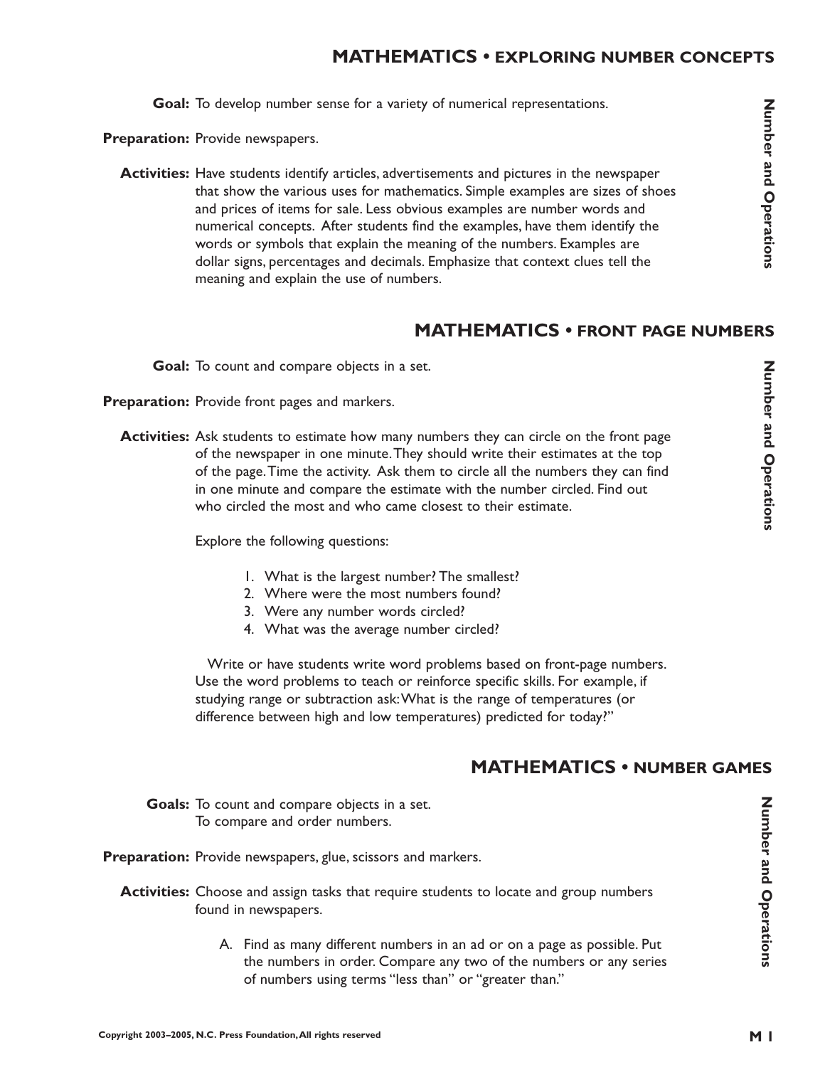## MATHEMATICS • EXPLORING NUMBER CONCEPTS

**Goal:** To develop number sense for a variety of numerical representations.

**Preparation:** Provide newspapers.

**Activities:** Have students identify articles, advertisements and pictures in the newspaper that show the various uses for mathematics. Simple examples are sizes of shoes and prices of items for sale. Less obvious examples are number words and numerical concepts. After students find the examples, have them identify the words or symbols that explain the meaning of the numbers. Examples are dollar signs, percentages and decimals. Emphasize that context clues tell the meaning and explain the use of numbers.

## MATHEMATICS • FRONT PAGE NUMBERS

**Goal:** To count and compare objects in a set.

**Preparation:** Provide front pages and markers.

**Activities:** Ask students to estimate how many numbers they can circle on the front page of the newspaper in one minute. They should write their estimates at the top of the page. Time the activity. Ask them to circle all the numbers they can find in one minute and compare the estimate with the number circled. Find out who circled the most and who came closest to their estimate.

Explore the following questions:

1. What is the largest number? The smallest?
2. Where were the most numbers found?
3. Were any number words circled?
4. What was the average number circled?

Write or have students write word problems based on front-page numbers. Use the word problems to teach or reinforce specific skills. For example, if studying range or subtraction ask: What is the range of temperatures (or difference between high and low temperatures) predicted for today?"

## MATHEMATICS • NUMBER GAMES

**Goals:** To count and compare objects in a set.
To compare and order numbers.

**Preparation:** Provide newspapers, glue, scissors and markers.

**Activities:** Choose and assign tasks that require students to locate and group numbers found in newspapers.

A. Find as many different numbers in an ad or on a page as possible. Put the numbers in order. Compare any two of the numbers or any series of numbers using terms "less than" or "greater than."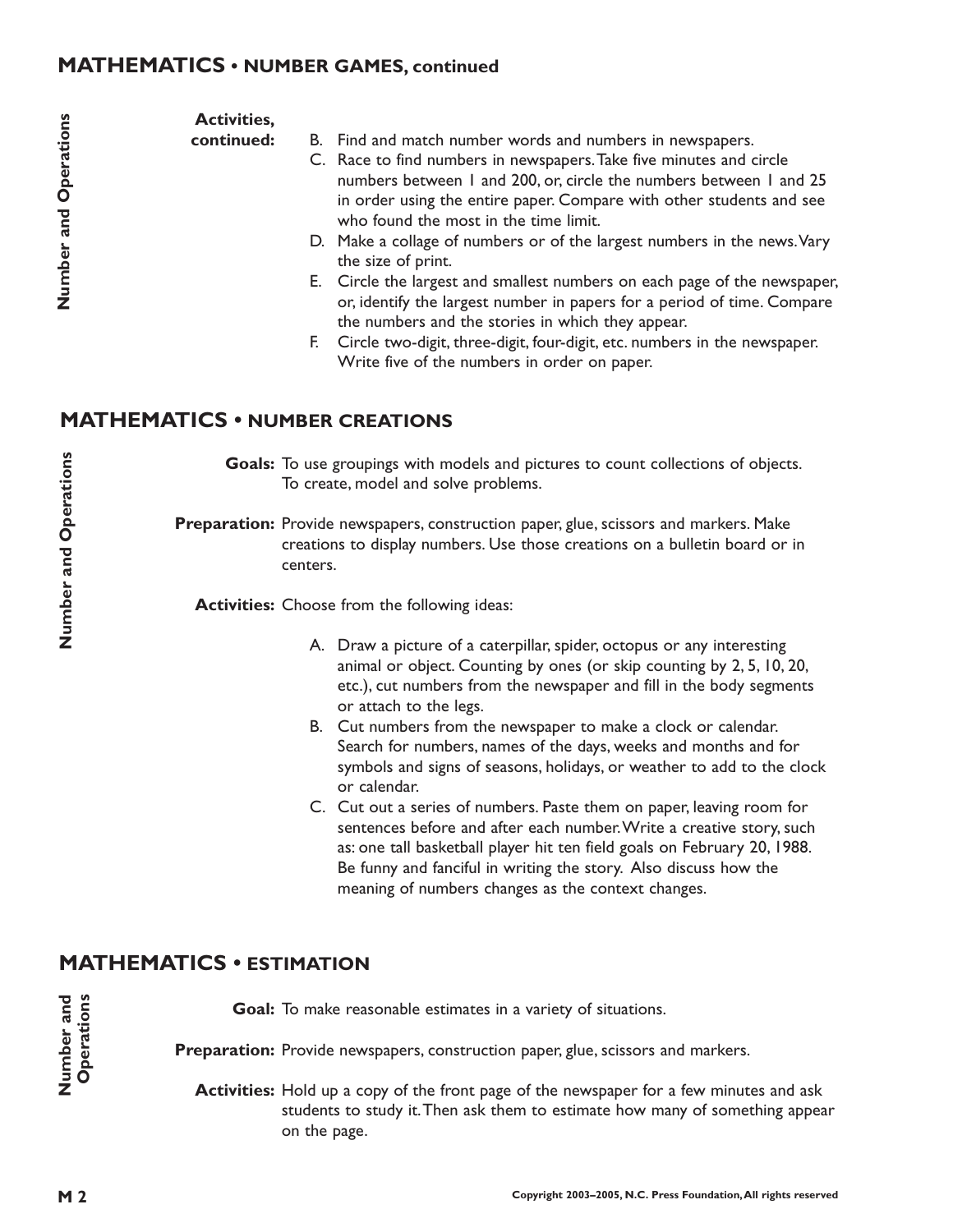## MATHEMATICS • NUMBER GAMES, continued

**Activities, continued:**

B. Find and match number words and numbers in newspapers.

C. Race to find numbers in newspapers. Take five minutes and circle numbers between 1 and 200, or, circle the numbers between 1 and 25 in order using the entire paper. Compare with other students and see who found the most in the time limit.

D. Make a collage of numbers or of the largest numbers in the news. Vary the size of print.

E. Circle the largest and smallest numbers on each page of the newspaper, or, identify the largest number in papers for a period of time. Compare the numbers and the stories in which they appear.

F. Circle two-digit, three-digit, four-digit, etc. numbers in the newspaper. Write five of the numbers in order on paper.

## MATHEMATICS • NUMBER CREATIONS

**Goals:** To use groupings with models and pictures to count collections of objects. To create, model and solve problems.

**Preparation:** Provide newspapers, construction paper, glue, scissors and markers. Make creations to display numbers. Use those creations on a bulletin board or in centers.

**Activities:** Choose from the following ideas:

A. Draw a picture of a caterpillar, spider, octopus or any interesting animal or object. Counting by ones (or skip counting by 2, 5, 10, 20, etc.), cut numbers from the newspaper and fill in the body segments or attach to the legs.

B. Cut numbers from the newspaper to make a clock or calendar. Search for numbers, names of the days, weeks and months and for symbols and signs of seasons, holidays, or weather to add to the clock or calendar.

C. Cut out a series of numbers. Paste them on paper, leaving room for sentences before and after each number. Write a creative story, such as: one tall basketball player hit ten field goals on February 20, 1988. Be funny and fanciful in writing the story. Also discuss how the meaning of numbers changes as the context changes.

## MATHEMATICS • ESTIMATION

**Goal:** To make reasonable estimates in a variety of situations.

**Preparation:** Provide newspapers, construction paper, glue, scissors and markers.

**Activities:** Hold up a copy of the front page of the newspaper for a few minutes and ask students to study it. Then ask them to estimate how many of something appear on the page.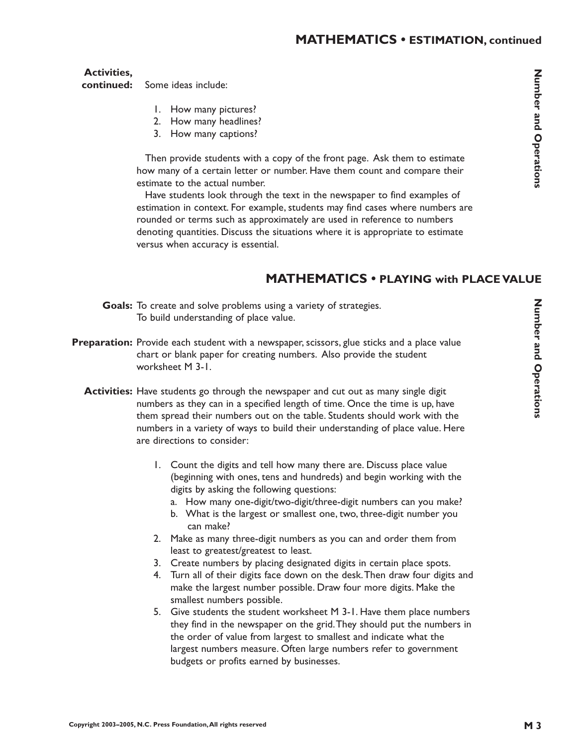## MATHEMATICS • ESTIMATION, continued

**Activities, continued:** Some ideas include:

1. How many pictures?
2. How many headlines?
3. How many captions?

Then provide students with a copy of the front page. Ask them to estimate how many of a certain letter or number. Have them count and compare their estimate to the actual number.

Have students look through the text in the newspaper to find examples of estimation in context. For example, students may find cases where numbers are rounded or terms such as approximately are used in reference to numbers denoting quantities. Discuss the situations where it is appropriate to estimate versus when accuracy is essential.

## MATHEMATICS • PLAYING with PLACE VALUE

**Goals:** To create and solve problems using a variety of strategies.
To build understanding of place value.

**Preparation:** Provide each student with a newspaper, scissors, glue sticks and a place value chart or blank paper for creating numbers. Also provide the student worksheet M 3-1.

**Activities:** Have students go through the newspaper and cut out as many single digit numbers as they can in a specified length of time. Once the time is up, have them spread their numbers out on the table. Students should work with the numbers in a variety of ways to build their understanding of place value. Here are directions to consider:

1. Count the digits and tell how many there are. Discuss place value (beginning with ones, tens and hundreds) and begin working with the digits by asking the following questions:
   a. How many one-digit/two-digit/three-digit numbers can you make?
   b. What is the largest or smallest one, two, three-digit number you can make?
2. Make as many three-digit numbers as you can and order them from least to greatest/greatest to least.
3. Create numbers by placing designated digits in certain place spots.
4. Turn all of their digits face down on the desk. Then draw four digits and make the largest number possible. Draw four more digits. Make the smallest numbers possible.
5. Give students the student worksheet M 3-1. Have them place numbers they find in the newspaper on the grid. They should put the numbers in the order of value from largest to smallest and indicate what the largest numbers measure. Often large numbers refer to government budgets or profits earned by businesses.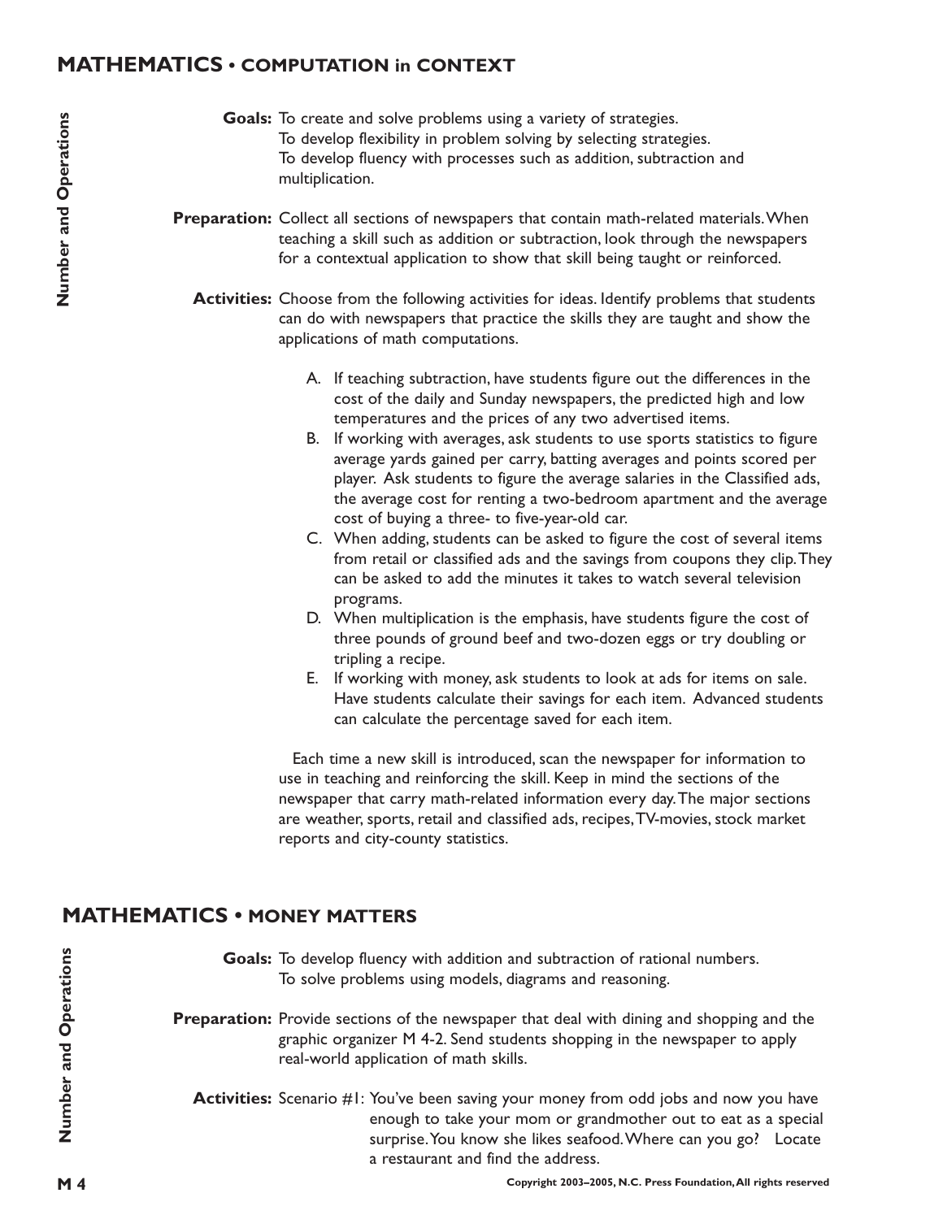## MATHEMATICS • COMPUTATION in CONTEXT

*Number and Operations*

**Goals:** To create and solve problems using a variety of strategies.
To develop flexibility in problem solving by selecting strategies.
To develop fluency with processes such as addition, subtraction and multiplication.

**Preparation:** Collect all sections of newspapers that contain math-related materials. When teaching a skill such as addition or subtraction, look through the newspapers for a contextual application to show that skill being taught or reinforced.

**Activities:** Choose from the following activities for ideas. Identify problems that students can do with newspapers that practice the skills they are taught and show the applications of math computations.

A. If teaching subtraction, have students figure out the differences in the cost of the daily and Sunday newspapers, the predicted high and low temperatures and the prices of any two advertised items.

B. If working with averages, ask students to use sports statistics to figure average yards gained per carry, batting averages and points scored per player. Ask students to figure the average salaries in the Classified ads, the average cost for renting a two-bedroom apartment and the average cost of buying a three- to five-year-old car.

C. When adding, students can be asked to figure the cost of several items from retail or classified ads and the savings from coupons they clip. They can be asked to add the minutes it takes to watch several television programs.

D. When multiplication is the emphasis, have students figure the cost of three pounds of ground beef and two-dozen eggs or try doubling or tripling a recipe.

E. If working with money, ask students to look at ads for items on sale. Have students calculate their savings for each item. Advanced students can calculate the percentage saved for each item.

Each time a new skill is introduced, scan the newspaper for information to use in teaching and reinforcing the skill. Keep in mind the sections of the newspaper that carry math-related information every day. The major sections are weather, sports, retail and classified ads, recipes, TV-movies, stock market reports and city-county statistics.

## MATHEMATICS • MONEY MATTERS

*Number and Operations*

**Goals:** To develop fluency with addition and subtraction of rational numbers.
To solve problems using models, diagrams and reasoning.

**Preparation:** Provide sections of the newspaper that deal with dining and shopping and the graphic organizer M 4-2. Send students shopping in the newspaper to apply real-world application of math skills.

**Activities:** Scenario #1: You've been saving your money from odd jobs and now you have enough to take your mom or grandmother out to eat as a special surprise. You know she likes seafood. Where can you go? Locate a restaurant and find the address.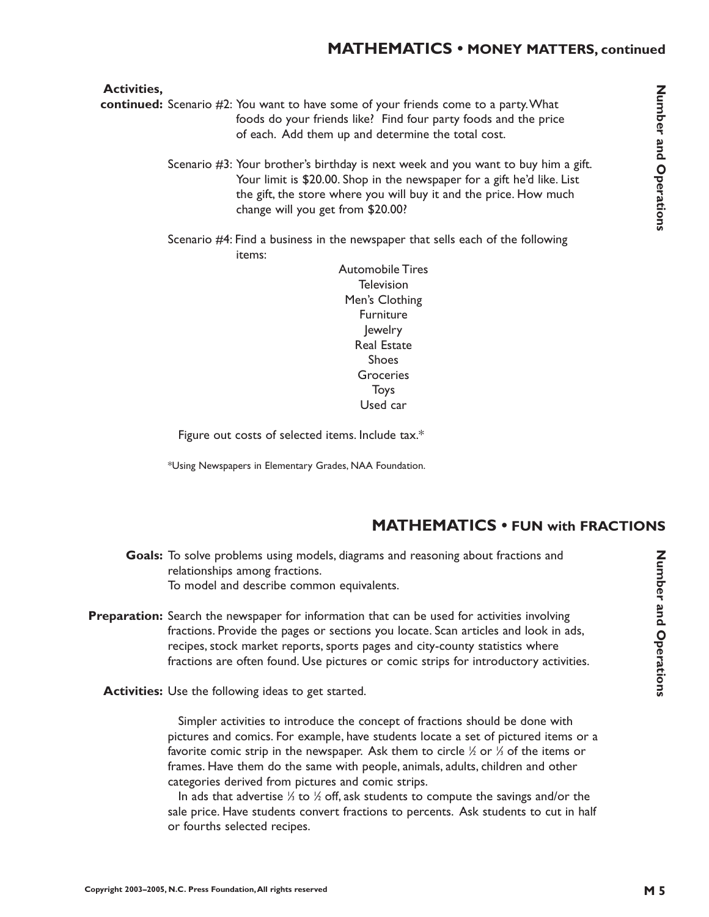## MATHEMATICS • MONEY MATTERS, continued

**Activities, continued:** Scenario #2: You want to have some of your friends come to a party. What foods do your friends like? Find four party foods and the price of each. Add them up and determine the total cost.

Scenario #3: Your brother's birthday is next week and you want to buy him a gift. Your limit is $20.00. Shop in the newspaper for a gift he'd like. List the gift, the store where you will buy it and the price. How much change will you get from $20.00?

Scenario #4: Find a business in the newspaper that sells each of the following items:

Automobile Tires
Television
Men's Clothing
Furniture
Jewelry
Real Estate
Shoes
Groceries
Toys
Used car

Figure out costs of selected items. Include tax.*

*Using Newspapers in Elementary Grades, NAA Foundation.

## MATHEMATICS • FUN with FRACTIONS

**Goals:** To solve problems using models, diagrams and reasoning about fractions and relationships among fractions.
To model and describe common equivalents.

**Preparation:** Search the newspaper for information that can be used for activities involving fractions. Provide the pages or sections you locate. Scan articles and look in ads, recipes, stock market reports, sports pages and city-county statistics where fractions are often found. Use pictures or comic strips for introductory activities.

**Activities:** Use the following ideas to get started.

Simpler activities to introduce the concept of fractions should be done with pictures and comics. For example, have students locate a set of pictured items or a favorite comic strip in the newspaper. Ask them to circle $\frac{1}{2}$ or $\frac{1}{3}$ of the items or frames. Have them do the same with people, animals, adults, children and other categories derived from pictures and comic strips.

In ads that advertise $\frac{1}{3}$ to $\frac{1}{2}$ off, ask students to compute the savings and/or the sale price. Have students convert fractions to percents. Ask students to cut in half or fourths selected recipes.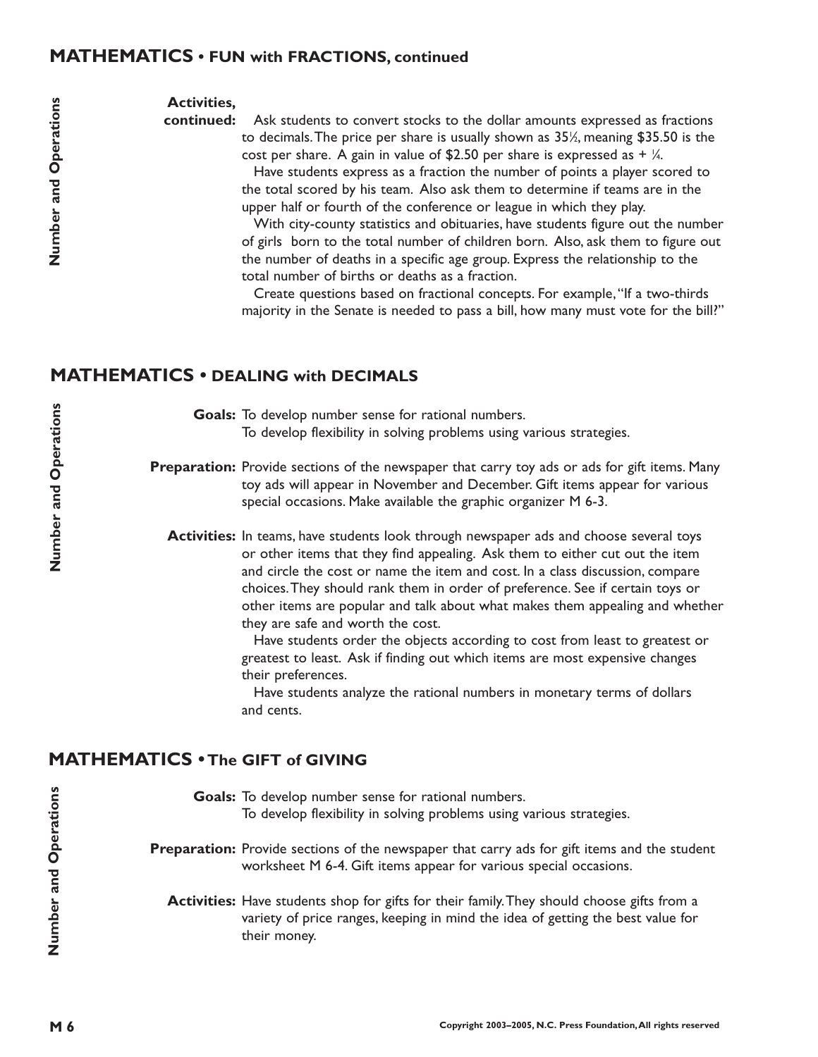## MATHEMATICS • FUN with FRACTIONS, continued

**Activities, continued:** Ask students to convert stocks to the dollar amounts expressed as fractions to decimals. The price per share is usually shown as 35½, meaning $35.50 is the cost per share. A gain in value of $2.50 per share is expressed as + ¼.

Have students express as a fraction the number of points a player scored to the total scored by his team. Also ask them to determine if teams are in the upper half or fourth of the conference or league in which they play.

With city-county statistics and obituaries, have students figure out the number of girls born to the total number of children born. Also, ask them to figure out the number of deaths in a specific age group. Express the relationship to the total number of births or deaths as a fraction.

Create questions based on fractional concepts. For example, "If a two-thirds majority in the Senate is needed to pass a bill, how many must vote for the bill?"

## MATHEMATICS • DEALING with DECIMALS

*Number and Operations*

**Goals:** To develop number sense for rational numbers.
To develop flexibility in solving problems using various strategies.

**Preparation:** Provide sections of the newspaper that carry toy ads or ads for gift items. Many toy ads will appear in November and December. Gift items appear for various special occasions. Make available the graphic organizer M 6-3.

**Activities:** In teams, have students look through newspaper ads and choose several toys or other items that they find appealing. Ask them to either cut out the item and circle the cost or name the item and cost. In a class discussion, compare choices. They should rank them in order of preference. See if certain toys or other items are popular and talk about what makes them appealing and whether they are safe and worth the cost.

Have students order the objects according to cost from least to greatest or greatest to least. Ask if finding out which items are most expensive changes their preferences.

Have students analyze the rational numbers in monetary terms of dollars and cents.

## MATHEMATICS • The GIFT of GIVING

*Number and Operations*

**Goals:** To develop number sense for rational numbers.
To develop flexibility in solving problems using various strategies.

**Preparation:** Provide sections of the newspaper that carry ads for gift items and the student worksheet M 6-4. Gift items appear for various special occasions.

**Activities:** Have students shop for gifts for their family. They should choose gifts from a variety of price ranges, keeping in mind the idea of getting the best value for their money.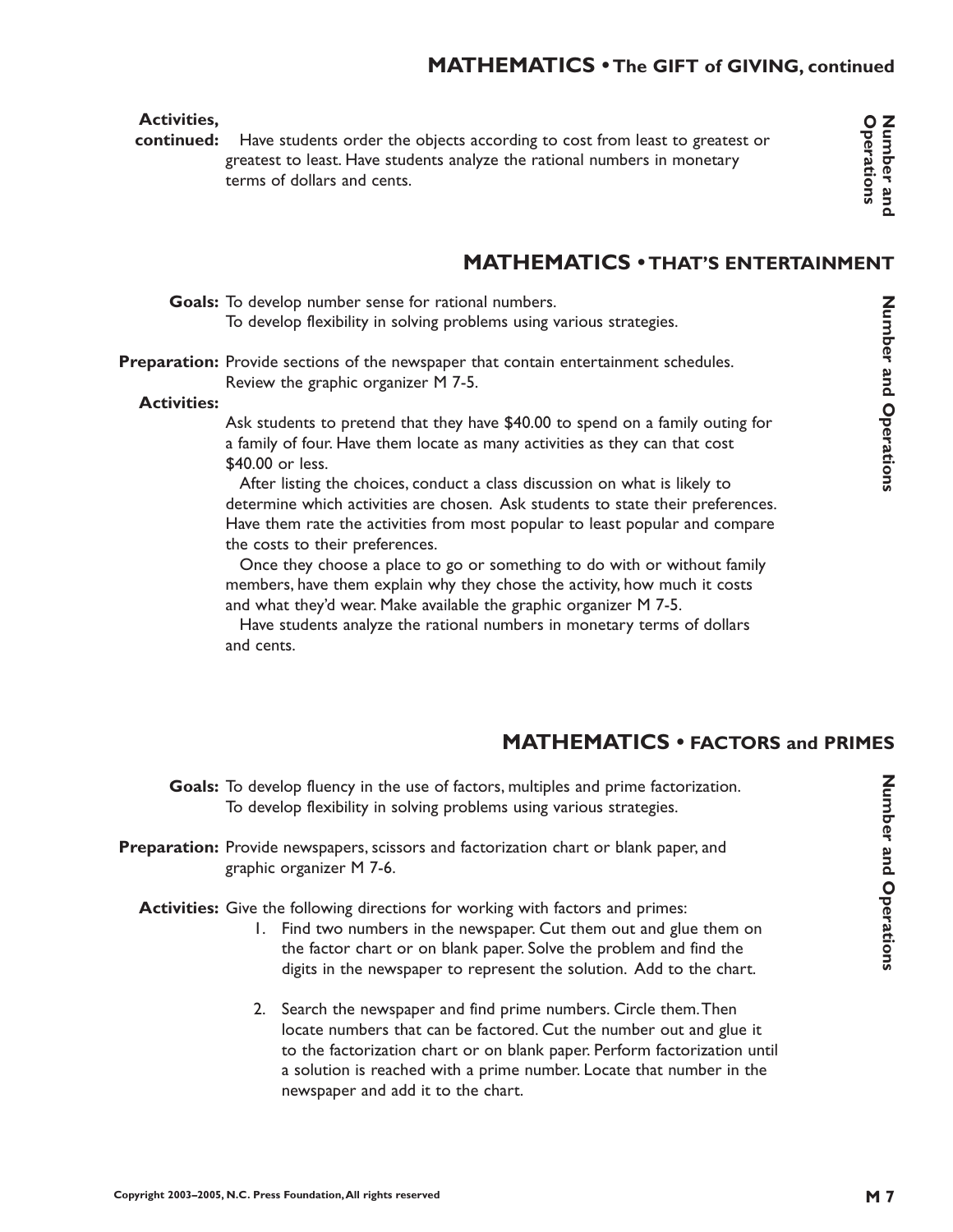## MATHEMATICS • The GIFT of GIVING, continued

**Activities, continued:** Have students order the objects according to cost from least to greatest or greatest to least. Have students analyze the rational numbers in monetary terms of dollars and cents.

## MATHEMATICS • THAT'S ENTERTAINMENT

**Goals:** To develop number sense for rational numbers.
To develop flexibility in solving problems using various strategies.

**Preparation:** Provide sections of the newspaper that contain entertainment schedules. Review the graphic organizer M 7-5.

**Activities:**

Ask students to pretend that they have $40.00 to spend on a family outing for a family of four. Have them locate as many activities as they can that cost $40.00 or less.

After listing the choices, conduct a class discussion on what is likely to determine which activities are chosen. Ask students to state their preferences. Have them rate the activities from most popular to least popular and compare the costs to their preferences.

Once they choose a place to go or something to do with or without family members, have them explain why they chose the activity, how much it costs and what they'd wear. Make available the graphic organizer M 7-5.

Have students analyze the rational numbers in monetary terms of dollars and cents.

## MATHEMATICS • FACTORS and PRIMES

**Goals:** To develop fluency in the use of factors, multiples and prime factorization.
To develop flexibility in solving problems using various strategies.

**Preparation:** Provide newspapers, scissors and factorization chart or blank paper, and graphic organizer M 7-6.

**Activities:** Give the following directions for working with factors and primes:

1. Find two numbers in the newspaper. Cut them out and glue them on the factor chart or on blank paper. Solve the problem and find the digits in the newspaper to represent the solution. Add to the chart.

2. Search the newspaper and find prime numbers. Circle them. Then locate numbers that can be factored. Cut the number out and glue it to the factorization chart or on blank paper. Perform factorization until a solution is reached with a prime number. Locate that number in the newspaper and add it to the chart.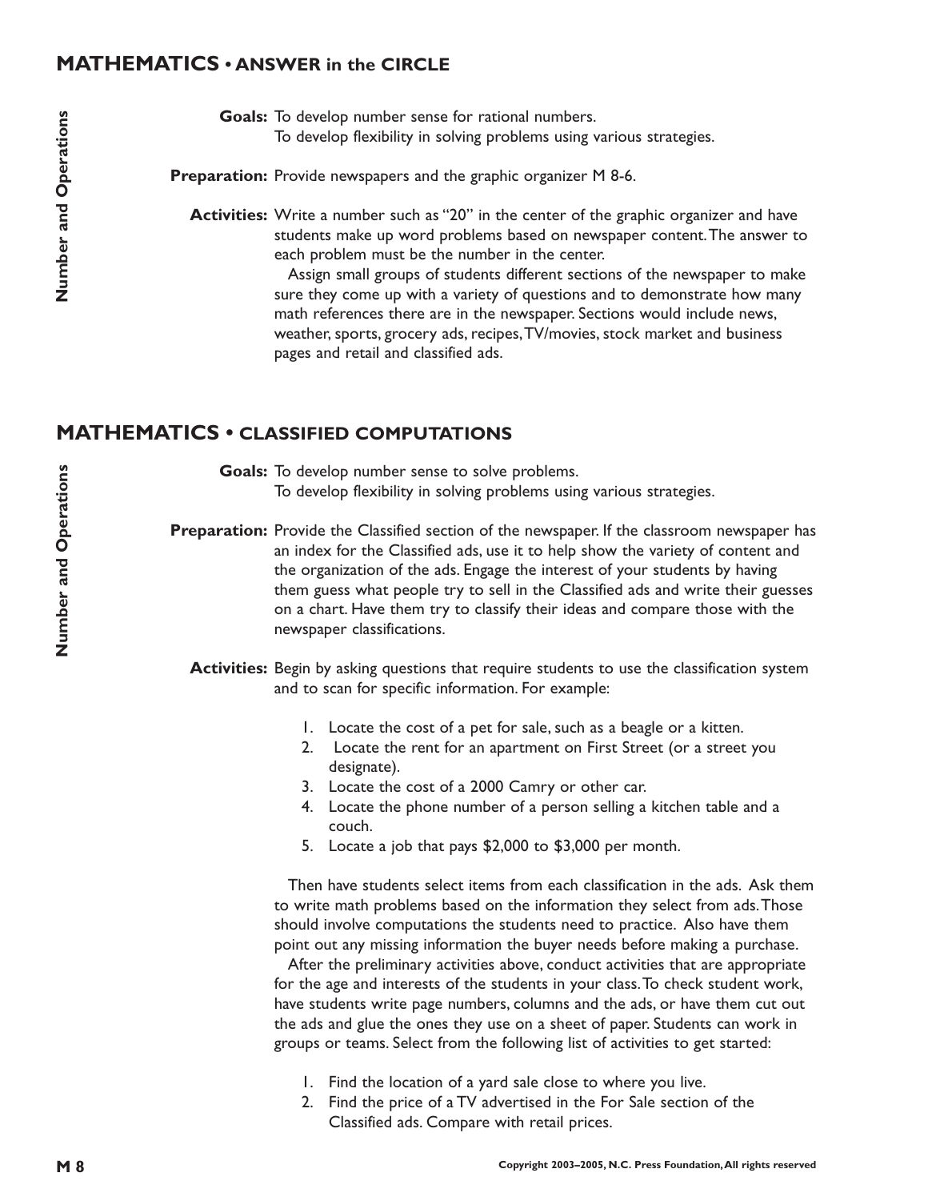## MATHEMATICS • ANSWER in the CIRCLE

**Goals:** To develop number sense for rational numbers.
To develop flexibility in solving problems using various strategies.

**Preparation:** Provide newspapers and the graphic organizer M 8-6.

**Activities:** Write a number such as "20" in the center of the graphic organizer and have students make up word problems based on newspaper content. The answer to each problem must be the number in the center.

Assign small groups of students different sections of the newspaper to make sure they come up with a variety of questions and to demonstrate how many math references there are in the newspaper. Sections would include news, weather, sports, grocery ads, recipes, TV/movies, stock market and business pages and retail and classified ads.

## MATHEMATICS • CLASSIFIED COMPUTATIONS

**Goals:** To develop number sense to solve problems.
To develop flexibility in solving problems using various strategies.

**Preparation:** Provide the Classified section of the newspaper. If the classroom newspaper has an index for the Classified ads, use it to help show the variety of content and the organization of the ads. Engage the interest of your students by having them guess what people try to sell in the Classified ads and write their guesses on a chart. Have them try to classify their ideas and compare those with the newspaper classifications.

**Activities:** Begin by asking questions that require students to use the classification system and to scan for specific information. For example:

1. Locate the cost of a pet for sale, such as a beagle or a kitten.
2. Locate the rent for an apartment on First Street (or a street you designate).
3. Locate the cost of a 2000 Camry or other car.
4. Locate the phone number of a person selling a kitchen table and a couch.
5. Locate a job that pays $2,000 to $3,000 per month.

Then have students select items from each classification in the ads. Ask them to write math problems based on the information they select from ads. Those should involve computations the students need to practice. Also have them point out any missing information the buyer needs before making a purchase.

After the preliminary activities above, conduct activities that are appropriate for the age and interests of the students in your class. To check student work, have students write page numbers, columns and the ads, or have them cut out the ads and glue the ones they use on a sheet of paper. Students can work in groups or teams. Select from the following list of activities to get started:

1. Find the location of a yard sale close to where you live.
2. Find the price of a TV advertised in the For Sale section of the Classified ads. Compare with retail prices.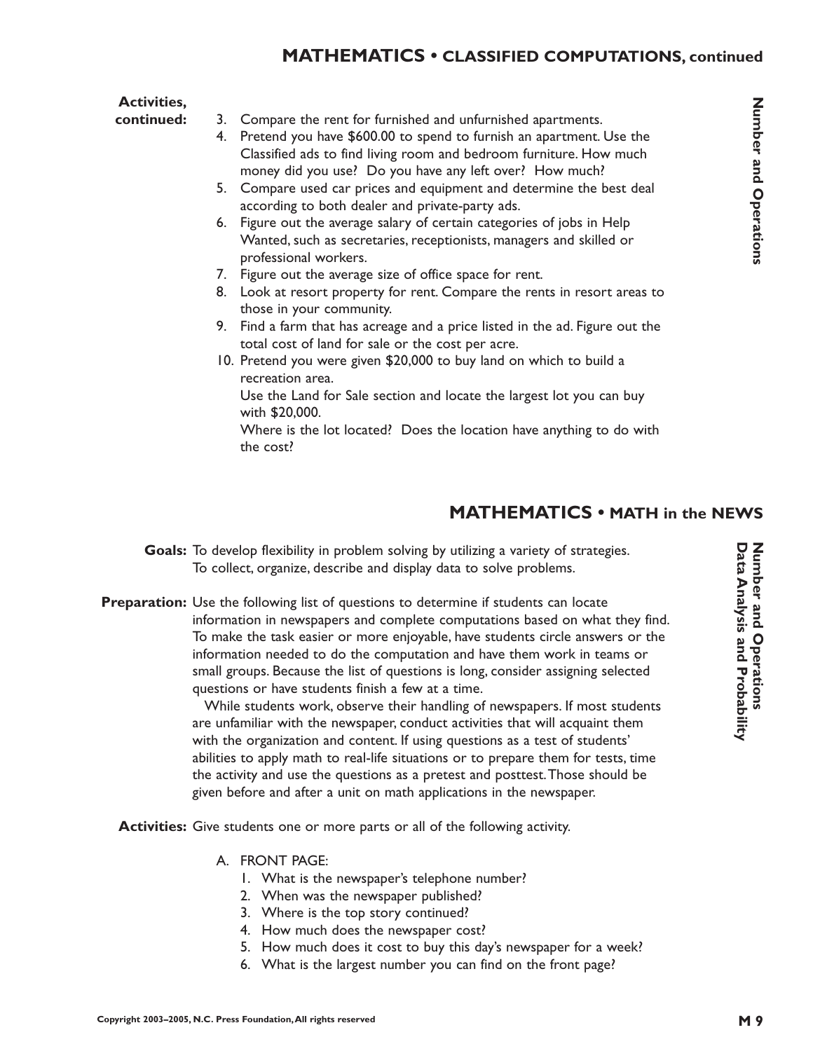## MATHEMATICS • CLASSIFIED COMPUTATIONS, continued

**Activities, continued:**

3. Compare the rent for furnished and unfurnished apartments.
4. Pretend you have $600.00 to spend to furnish an apartment. Use the Classified ads to find living room and bedroom furniture. How much money did you use? Do you have any left over? How much?
5. Compare used car prices and equipment and determine the best deal according to both dealer and private-party ads.
6. Figure out the average salary of certain categories of jobs in Help Wanted, such as secretaries, receptionists, managers and skilled or professional workers.
7. Figure out the average size of office space for rent.
8. Look at resort property for rent. Compare the rents in resort areas to those in your community.
9. Find a farm that has acreage and a price listed in the ad. Figure out the total cost of land for sale or the cost per acre.
10. Pretend you were given $20,000 to buy land on which to build a recreation area.
    Use the Land for Sale section and locate the largest lot you can buy with $20,000.
    Where is the lot located? Does the location have anything to do with the cost?

*Number and Operations*

## MATHEMATICS • MATH in the NEWS

*Number and Operations*
*Data Analysis and Probability*

**Goals:** To develop flexibility in problem solving by utilizing a variety of strategies.
To collect, organize, describe and display data to solve problems.

**Preparation:** Use the following list of questions to determine if students can locate information in newspapers and complete computations based on what they find. To make the task easier or more enjoyable, have students circle answers or the information needed to do the computation and have them work in teams or small groups. Because the list of questions is long, consider assigning selected questions or have students finish a few at a time.

While students work, observe their handling of newspapers. If most students are unfamiliar with the newspaper, conduct activities that will acquaint them with the organization and content. If using questions as a test of students' abilities to apply math to real-life situations or to prepare them for tests, time the activity and use the questions as a pretest and posttest. Those should be given before and after a unit on math applications in the newspaper.

**Activities:** Give students one or more parts or all of the following activity.

A. FRONT PAGE:
   1. What is the newspaper's telephone number?
   2. When was the newspaper published?
   3. Where is the top story continued?
   4. How much does the newspaper cost?
   5. How much does it cost to buy this day's newspaper for a week?
   6. What is the largest number you can find on the front page?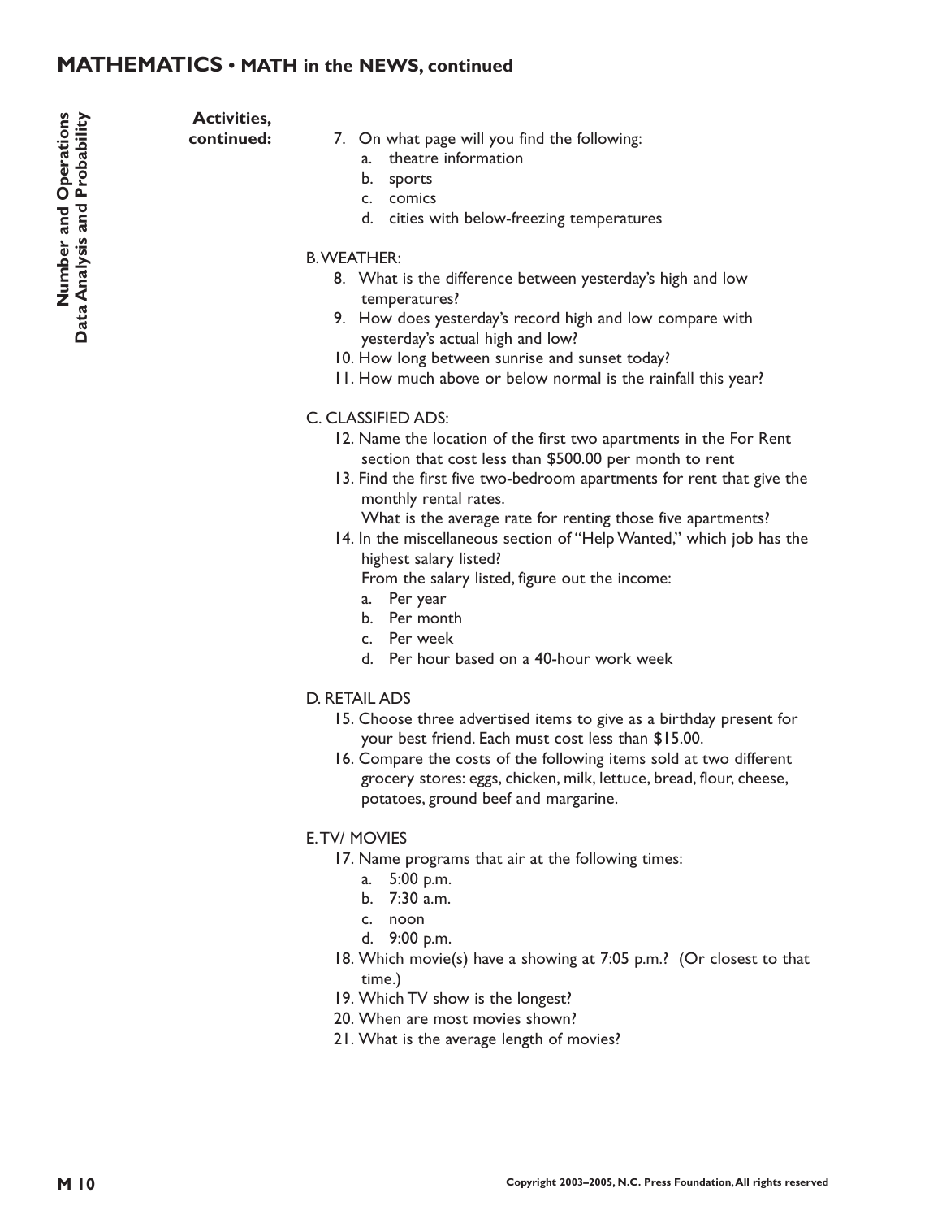## MATHEMATICS • MATH in the NEWS, continued

**Number and Operations**
**Data Analysis and Probability**

**Activities, continued:**

7. On what page will you find the following:
   a. theatre information
   b. sports
   c. comics
   d. cities with below-freezing temperatures

B. WEATHER:

8. What is the difference between yesterday's high and low temperatures?
9. How does yesterday's record high and low compare with yesterday's actual high and low?
10. How long between sunrise and sunset today?
11. How much above or below normal is the rainfall this year?

C. CLASSIFIED ADS:

12. Name the location of the first two apartments in the For Rent section that cost less than $500.00 per month to rent
13. Find the first five two-bedroom apartments for rent that give the monthly rental rates.
    What is the average rate for renting those five apartments?
14. In the miscellaneous section of "Help Wanted," which job has the highest salary listed?
    From the salary listed, figure out the income:
    a. Per year
    b. Per month
    c. Per week
    d. Per hour based on a 40-hour work week

D. RETAIL ADS

15. Choose three advertised items to give as a birthday present for your best friend. Each must cost less than $15.00.
16. Compare the costs of the following items sold at two different grocery stores: eggs, chicken, milk, lettuce, bread, flour, cheese, potatoes, ground beef and margarine.

E. TV/ MOVIES

17. Name programs that air at the following times:
    a. 5:00 p.m.
    b. 7:30 a.m.
    c. noon
    d. 9:00 p.m.
18. Which movie(s) have a showing at 7:05 p.m.? (Or closest to that time.)
19. Which TV show is the longest?
20. When are most movies shown?
21. What is the average length of movies?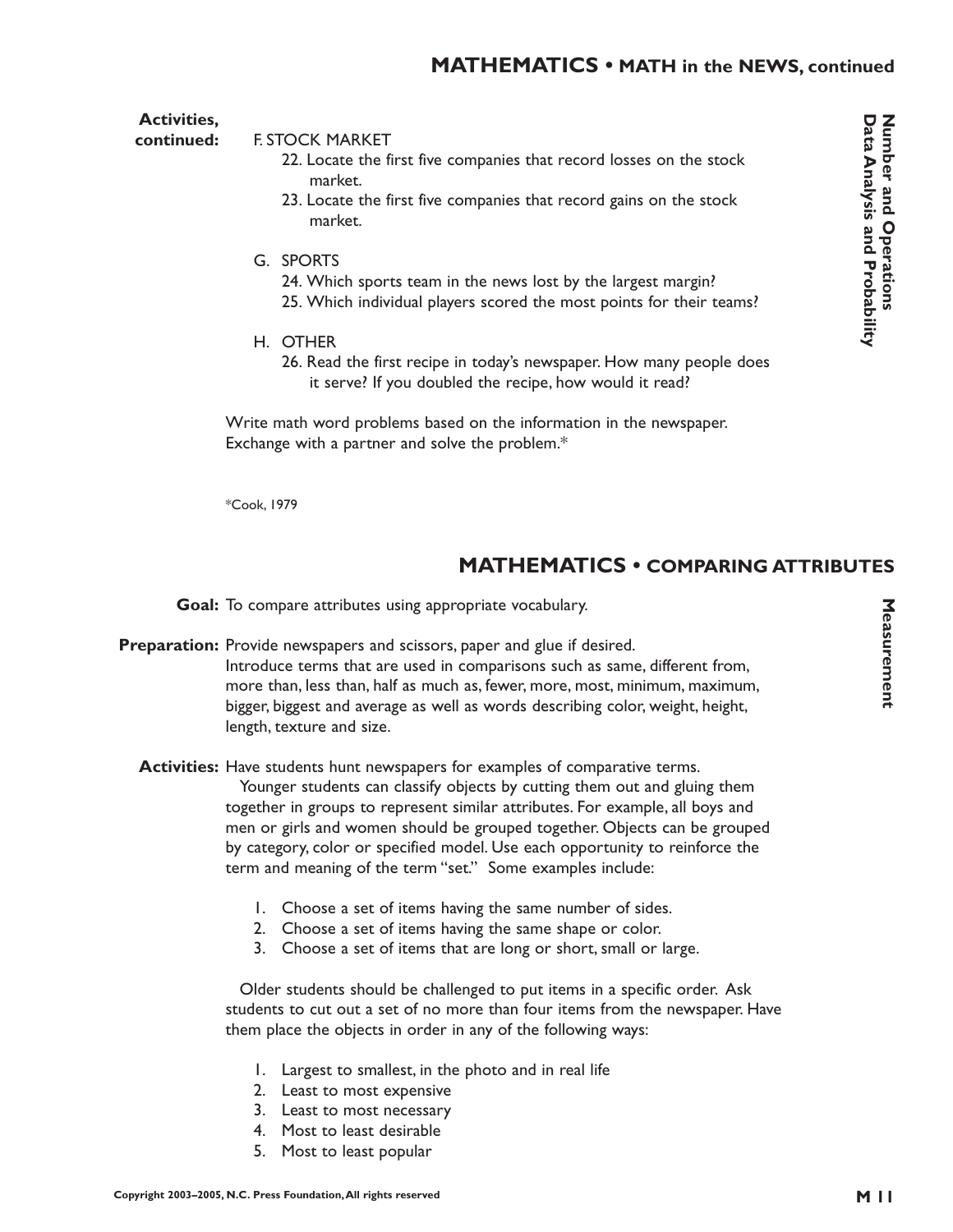## MATHEMATICS • MATH in the NEWS, continued

Number and Operations
Data Analysis and Probability

**Activities, continued:**

F. STOCK MARKET

22. Locate the first five companies that record losses on the stock market.
23. Locate the first five companies that record gains on the stock market.

G. SPORTS

24. Which sports team in the news lost by the largest margin?
25. Which individual players scored the most points for their teams?

H. OTHER

26. Read the first recipe in today's newspaper. How many people does it serve? If you doubled the recipe, how would it read?

Write math word problems based on the information in the newspaper. Exchange with a partner and solve the problem.*

*Cook, 1979

## MATHEMATICS • COMPARING ATTRIBUTES

Measurement

**Goal:** To compare attributes using appropriate vocabulary.

**Preparation:** Provide newspapers and scissors, paper and glue if desired. Introduce terms that are used in comparisons such as same, different from, more than, less than, half as much as, fewer, more, most, minimum, maximum, bigger, biggest and average as well as words describing color, weight, height, length, texture and size.

**Activities:** Have students hunt newspapers for examples of comparative terms.

Younger students can classify objects by cutting them out and gluing them together in groups to represent similar attributes. For example, all boys and men or girls and women should be grouped together. Objects can be grouped by category, color or specified model. Use each opportunity to reinforce the term and meaning of the term "set." Some examples include:

1. Choose a set of items having the same number of sides.
2. Choose a set of items having the same shape or color.
3. Choose a set of items that are long or short, small or large.

Older students should be challenged to put items in a specific order. Ask students to cut out a set of no more than four items from the newspaper. Have them place the objects in order in any of the following ways:

1. Largest to smallest, in the photo and in real life
2. Least to most expensive
3. Least to most necessary
4. Most to least desirable
5. Most to least popular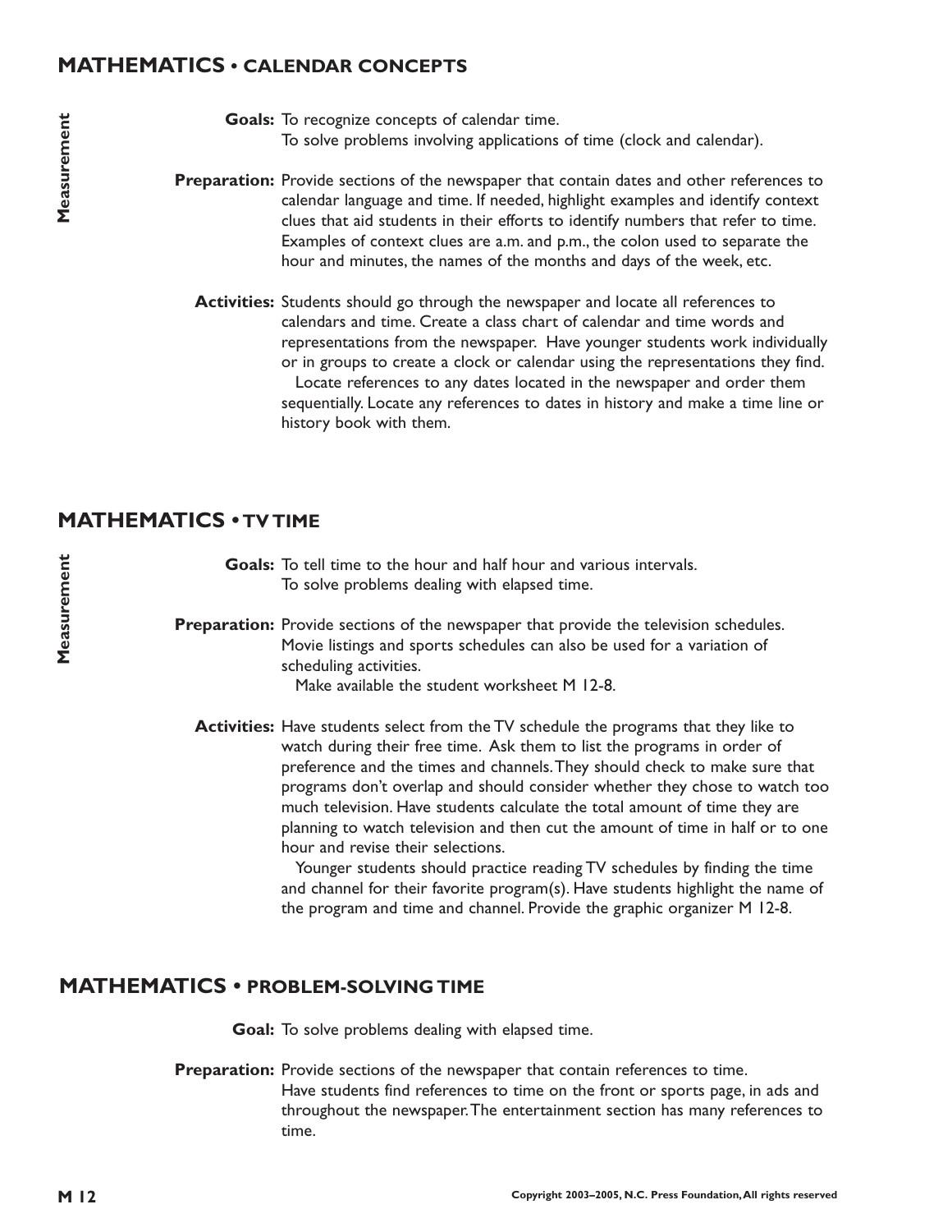## MATHEMATICS • CALENDAR CONCEPTS

Measurement

**Goals:** To recognize concepts of calendar time.
To solve problems involving applications of time (clock and calendar).

**Preparation:** Provide sections of the newspaper that contain dates and other references to calendar language and time. If needed, highlight examples and identify context clues that aid students in their efforts to identify numbers that refer to time. Examples of context clues are a.m. and p.m., the colon used to separate the hour and minutes, the names of the months and days of the week, etc.

**Activities:** Students should go through the newspaper and locate all references to calendars and time. Create a class chart of calendar and time words and representations from the newspaper. Have younger students work individually or in groups to create a clock or calendar using the representations they find.
Locate references to any dates located in the newspaper and order them sequentially. Locate any references to dates in history and make a time line or history book with them.

## MATHEMATICS • TV TIME

Measurement

**Goals:** To tell time to the hour and half hour and various intervals.
To solve problems dealing with elapsed time.

**Preparation:** Provide sections of the newspaper that provide the television schedules. Movie listings and sports schedules can also be used for a variation of scheduling activities.
Make available the student worksheet M 12-8.

**Activities:** Have students select from the TV schedule the programs that they like to watch during their free time. Ask them to list the programs in order of preference and the times and channels. They should check to make sure that programs don't overlap and should consider whether they chose to watch too much television. Have students calculate the total amount of time they are planning to watch television and then cut the amount of time in half or to one hour and revise their selections.
Younger students should practice reading TV schedules by finding the time and channel for their favorite program(s). Have students highlight the name of the program and time and channel. Provide the graphic organizer M 12-8.

## MATHEMATICS • PROBLEM-SOLVING TIME

**Goal:** To solve problems dealing with elapsed time.

**Preparation:** Provide sections of the newspaper that contain references to time.
Have students find references to time on the front or sports page, in ads and throughout the newspaper. The entertainment section has many references to time.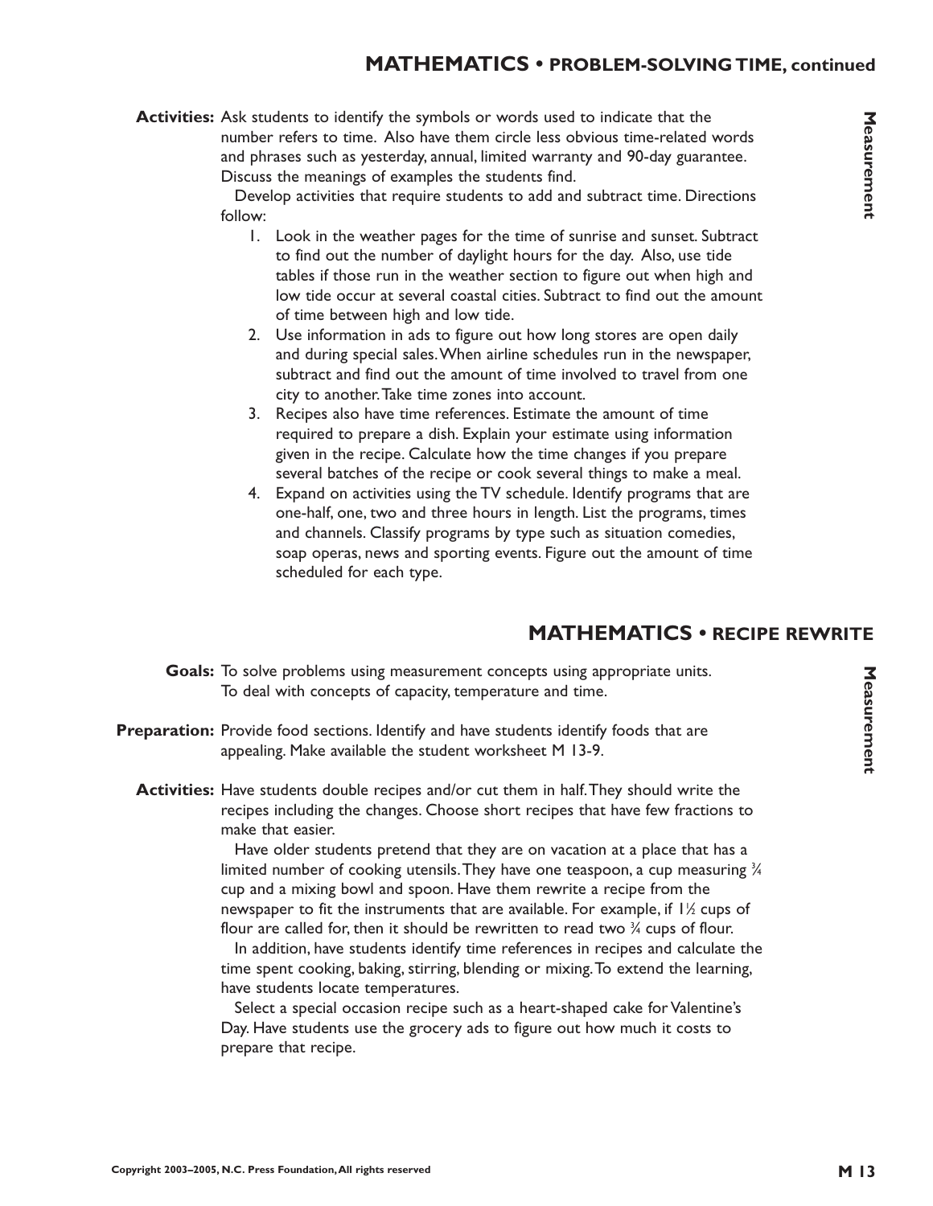## MATHEMATICS • PROBLEM-SOLVING TIME, continued

**Activities:** Ask students to identify the symbols or words used to indicate that the number refers to time. Also have them circle less obvious time-related words and phrases such as yesterday, annual, limited warranty and 90-day guarantee. Discuss the meanings of examples the students find.

Develop activities that require students to add and subtract time. Directions follow:

1. Look in the weather pages for the time of sunrise and sunset. Subtract to find out the number of daylight hours for the day. Also, use tide tables if those run in the weather section to figure out when high and low tide occur at several coastal cities. Subtract to find out the amount of time between high and low tide.
2. Use information in ads to figure out how long stores are open daily and during special sales. When airline schedules run in the newspaper, subtract and find out the amount of time involved to travel from one city to another. Take time zones into account.
3. Recipes also have time references. Estimate the amount of time required to prepare a dish. Explain your estimate using information given in the recipe. Calculate how the time changes if you prepare several batches of the recipe or cook several things to make a meal.
4. Expand on activities using the TV schedule. Identify programs that are one-half, one, two and three hours in length. List the programs, times and channels. Classify programs by type such as situation comedies, soap operas, news and sporting events. Figure out the amount of time scheduled for each type.

## MATHEMATICS • RECIPE REWRITE

**Goals:** To solve problems using measurement concepts using appropriate units. To deal with concepts of capacity, temperature and time.

**Preparation:** Provide food sections. Identify and have students identify foods that are appealing. Make available the student worksheet M 13-9.

**Activities:** Have students double recipes and/or cut them in half. They should write the recipes including the changes. Choose short recipes that have few fractions to make that easier.

Have older students pretend that they are on vacation at a place that has a limited number of cooking utensils. They have one teaspoon, a cup measuring ¾ cup and a mixing bowl and spoon. Have them rewrite a recipe from the newspaper to fit the instruments that are available. For example, if 1½ cups of flour are called for, then it should be rewritten to read two ¾ cups of flour.

In addition, have students identify time references in recipes and calculate the time spent cooking, baking, stirring, blending or mixing. To extend the learning, have students locate temperatures.

Select a special occasion recipe such as a heart-shaped cake for Valentine's Day. Have students use the grocery ads to figure out how much it costs to prepare that recipe.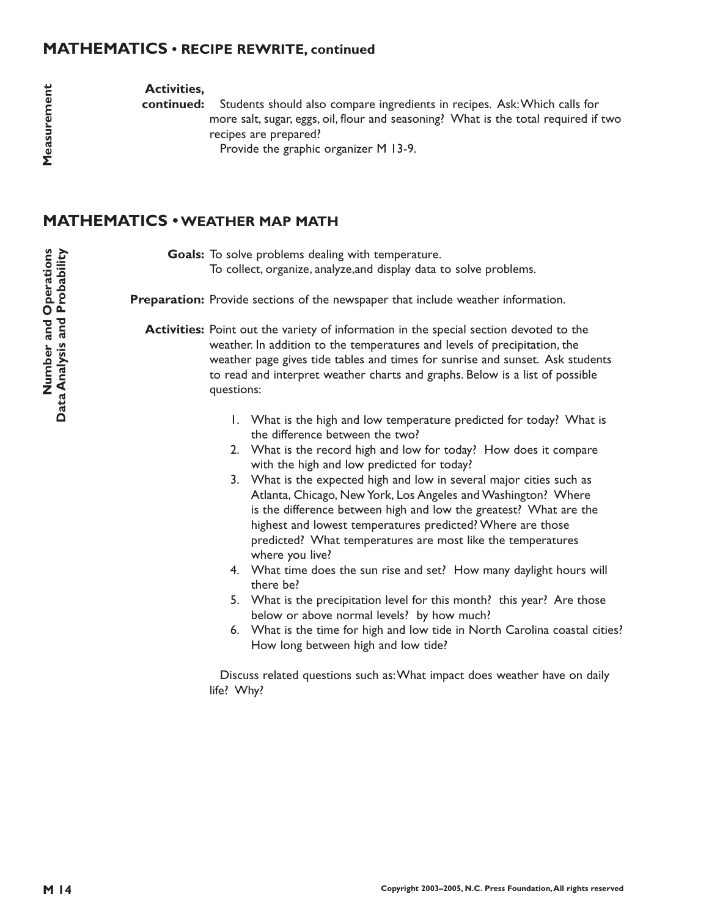## MATHEMATICS • RECIPE REWRITE, continued

Measurement

**Activities, continued:** Students should also compare ingredients in recipes. Ask: Which calls for more salt, sugar, eggs, oil, flour and seasoning? What is the total required if two recipes are prepared?

Provide the graphic organizer M 13-9.

## MATHEMATICS • WEATHER MAP MATH

Number and Operations
Data Analysis and Probability

**Goals:** To solve problems dealing with temperature.
To collect, organize, analyze,and display data to solve problems.

**Preparation:** Provide sections of the newspaper that include weather information.

**Activities:** Point out the variety of information in the special section devoted to the weather. In addition to the temperatures and levels of precipitation, the weather page gives tide tables and times for sunrise and sunset. Ask students to read and interpret weather charts and graphs. Below is a list of possible questions:

1. What is the high and low temperature predicted for today? What is the difference between the two?
2. What is the record high and low for today? How does it compare with the high and low predicted for today?
3. What is the expected high and low in several major cities such as Atlanta, Chicago, New York, Los Angeles and Washington? Where is the difference between high and low the greatest? What are the highest and lowest temperatures predicted? Where are those predicted? What temperatures are most like the temperatures where you live?
4. What time does the sun rise and set? How many daylight hours will there be?
5. What is the precipitation level for this month? this year? Are those below or above normal levels? by how much?
6. What is the time for high and low tide in North Carolina coastal cities? How long between high and low tide?

Discuss related questions such as: What impact does weather have on daily life? Why?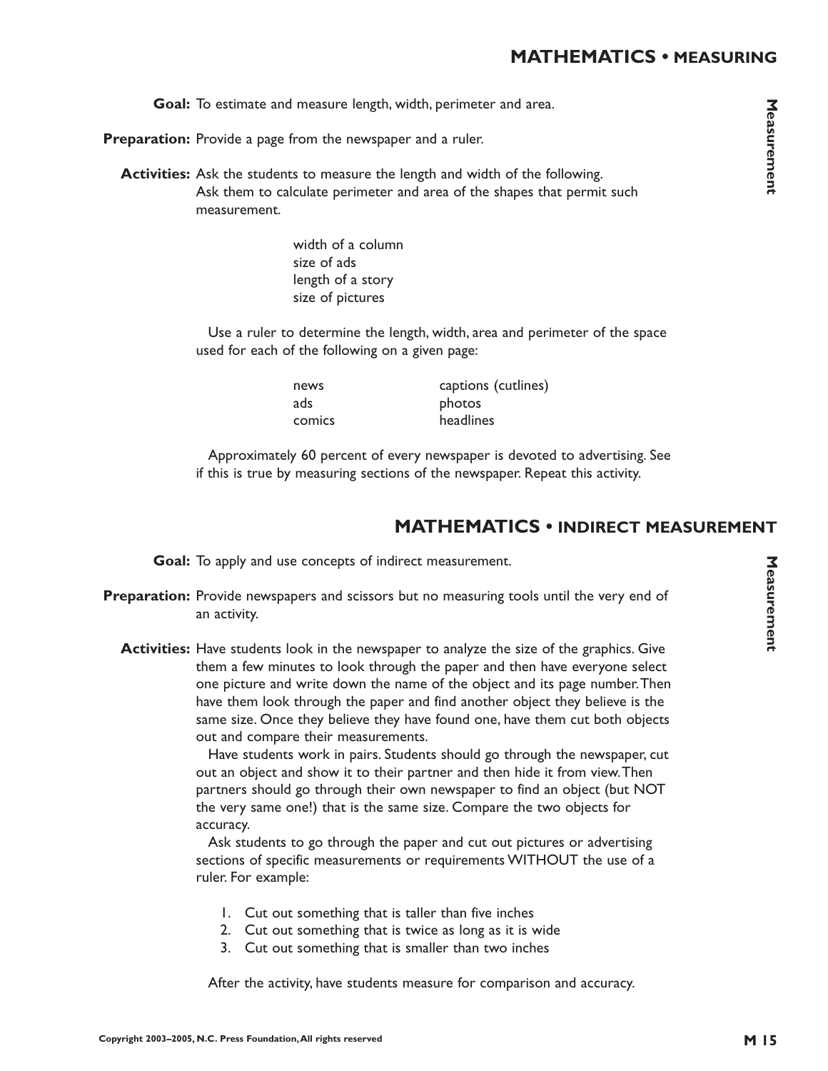## MATHEMATICS • MEASURING

**Goal:** To estimate and measure length, width, perimeter and area.

**Preparation:** Provide a page from the newspaper and a ruler.

**Activities:** Ask the students to measure the length and width of the following. Ask them to calculate perimeter and area of the shapes that permit such measurement.

- width of a column
- size of ads
- length of a story
- size of pictures

Use a ruler to determine the length, width, area and perimeter of the space used for each of the following on a given page:

| | |
|---|---|
| news | captions (cutlines) |
| ads | photos |
| comics | headlines |

Approximately 60 percent of every newspaper is devoted to advertising. See if this is true by measuring sections of the newspaper. Repeat this activity.

## MATHEMATICS • INDIRECT MEASUREMENT

**Goal:** To apply and use concepts of indirect measurement.

**Preparation:** Provide newspapers and scissors but no measuring tools until the very end of an activity.

**Activities:** Have students look in the newspaper to analyze the size of the graphics. Give them a few minutes to look through the paper and then have everyone select one picture and write down the name of the object and its page number. Then have them look through the paper and find another object they believe is the same size. Once they believe they have found one, have them cut both objects out and compare their measurements.

Have students work in pairs. Students should go through the newspaper, cut out an object and show it to their partner and then hide it from view. Then partners should go through their own newspaper to find an object (but NOT the very same one!) that is the same size. Compare the two objects for accuracy.

Ask students to go through the paper and cut out pictures or advertising sections of specific measurements or requirements WITHOUT the use of a ruler. For example:

1. Cut out something that is taller than five inches
2. Cut out something that is twice as long as it is wide
3. Cut out something that is smaller than two inches

After the activity, have students measure for comparison and accuracy.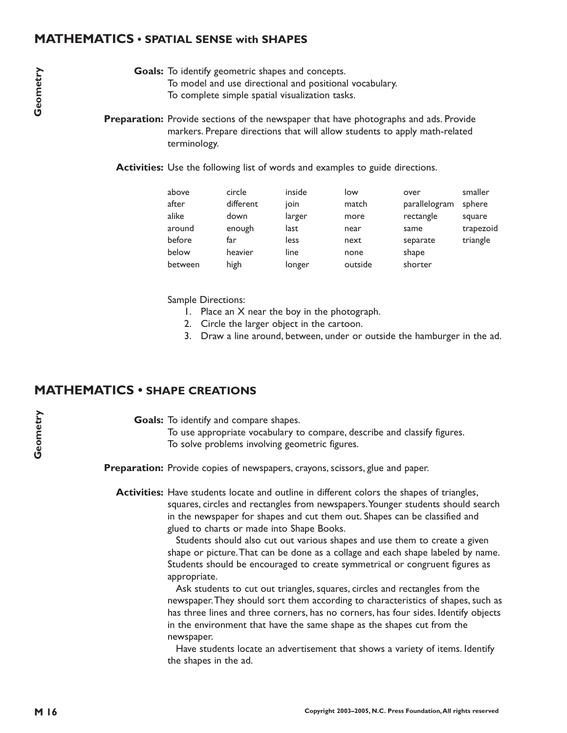## MATHEMATICS • SPATIAL SENSE with SHAPES

Geometry

**Goals:** To identify geometric shapes and concepts.
To model and use directional and positional vocabulary.
To complete simple spatial visualization tasks.

**Preparation:** Provide sections of the newspaper that have photographs and ads. Provide markers. Prepare directions that will allow students to apply math-related terminology.

**Activities:** Use the following list of words and examples to guide directions.

| | | | | | |
|---|---|---|---|---|---|
| above | circle | inside | low | over | smaller |
| after | different | join | match | parallelogram | sphere |
| alike | down | larger | more | rectangle | square |
| around | enough | last | near | same | trapezoid |
| before | far | less | next | separate | triangle |
| below | heavier | line | none | shape | |
| between | high | longer | outside | shorter | |

Sample Directions:

1. Place an X near the boy in the photograph.
2. Circle the larger object in the cartoon.
3. Draw a line around, between, under or outside the hamburger in the ad.

## MATHEMATICS • SHAPE CREATIONS

Geometry

**Goals:** To identify and compare shapes.
To use appropriate vocabulary to compare, describe and classify figures.
To solve problems involving geometric figures.

**Preparation:** Provide copies of newspapers, crayons, scissors, glue and paper.

**Activities:** Have students locate and outline in different colors the shapes of triangles, squares, circles and rectangles from newspapers. Younger students should search in the newspaper for shapes and cut them out. Shapes can be classified and glued to charts or made into Shape Books.

Students should also cut out various shapes and use them to create a given shape or picture. That can be done as a collage and each shape labeled by name. Students should be encouraged to create symmetrical or congruent figures as appropriate.

Ask students to cut out triangles, squares, circles and rectangles from the newspaper. They should sort them according to characteristics of shapes, such as has three lines and three corners, has no corners, has four sides. Identify objects in the environment that have the same shape as the shapes cut from the newspaper.

Have students locate an advertisement that shows a variety of items. Identify the shapes in the ad.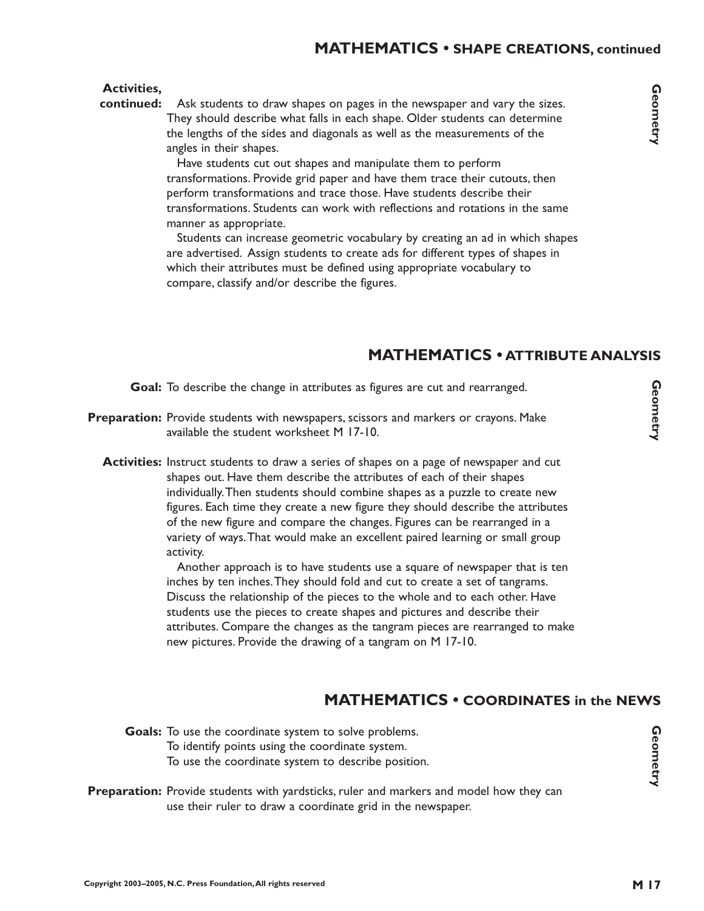## MATHEMATICS • SHAPE CREATIONS, continued

**Activities, continued:** Ask students to draw shapes on pages in the newspaper and vary the sizes. They should describe what falls in each shape. Older students can determine the lengths of the sides and diagonals as well as the measurements of the angles in their shapes.

Have students cut out shapes and manipulate them to perform transformations. Provide grid paper and have them trace their cutouts, then perform transformations and trace those. Have students describe their transformations. Students can work with reflections and rotations in the same manner as appropriate.

Students can increase geometric vocabulary by creating an ad in which shapes are advertised. Assign students to create ads for different types of shapes in which their attributes must be defined using appropriate vocabulary to compare, classify and/or describe the figures.

## MATHEMATICS • ATTRIBUTE ANALYSIS

**Goal:** To describe the change in attributes as figures are cut and rearranged.

**Preparation:** Provide students with newspapers, scissors and markers or crayons. Make available the student worksheet M 17-10.

**Activities:** Instruct students to draw a series of shapes on a page of newspaper and cut shapes out. Have them describe the attributes of each of their shapes individually. Then students should combine shapes as a puzzle to create new figures. Each time they create a new figure they should describe the attributes of the new figure and compare the changes. Figures can be rearranged in a variety of ways. That would make an excellent paired learning or small group activity.

Another approach is to have students use a square of newspaper that is ten inches by ten inches. They should fold and cut to create a set of tangrams. Discuss the relationship of the pieces to the whole and to each other. Have students use the pieces to create shapes and pictures and describe their attributes. Compare the changes as the tangram pieces are rearranged to make new pictures. Provide the drawing of a tangram on M 17-10.

## MATHEMATICS • COORDINATES in the NEWS

**Goals:** To use the coordinate system to solve problems.
To identify points using the coordinate system.
To use the coordinate system to describe position.

**Preparation:** Provide students with yardsticks, ruler and markers and model how they can use their ruler to draw a coordinate grid in the newspaper.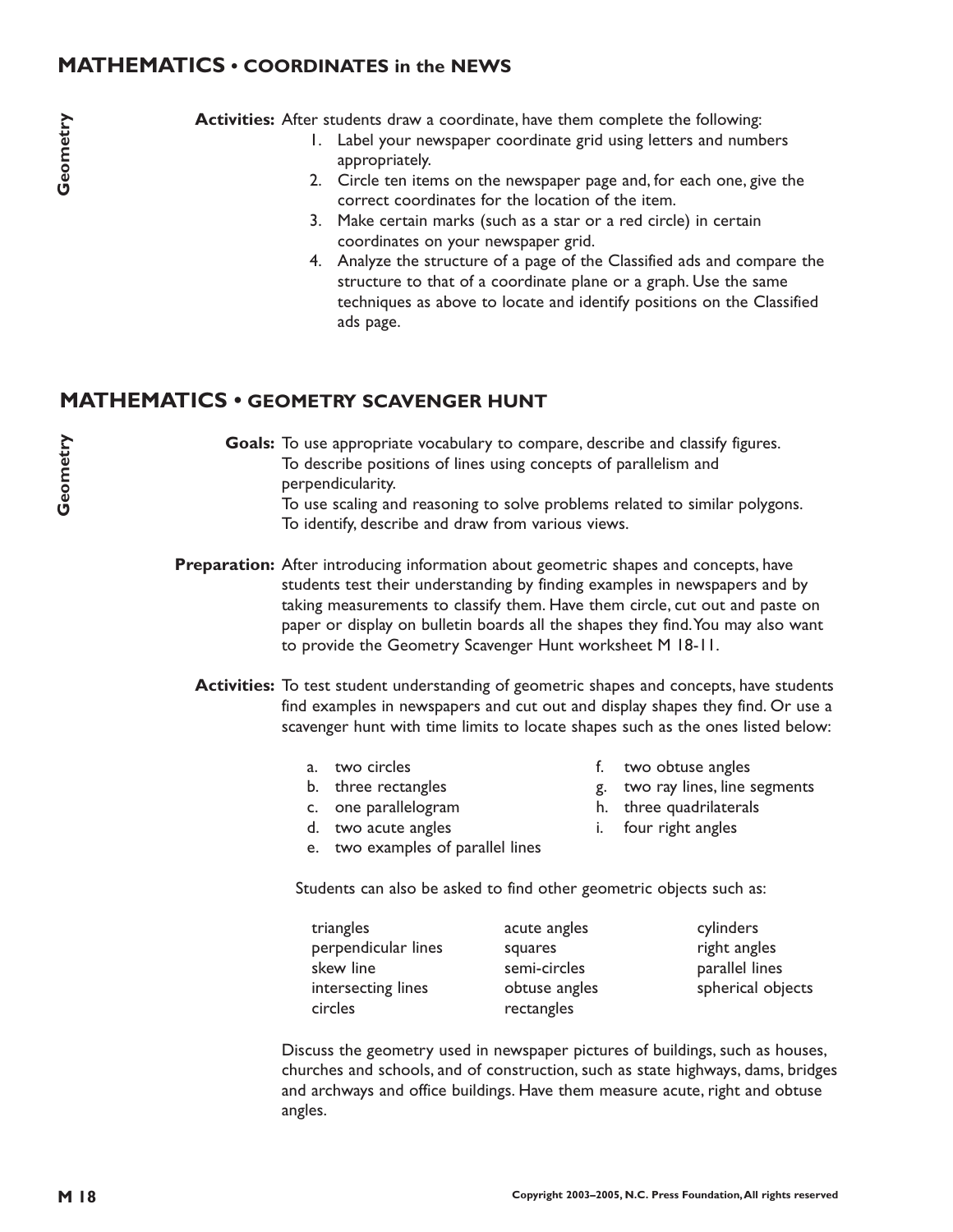## MATHEMATICS • COORDINATES in the NEWS

**Activities:** After students draw a coordinate, have them complete the following:

1. Label your newspaper coordinate grid using letters and numbers appropriately.
2. Circle ten items on the newspaper page and, for each one, give the correct coordinates for the location of the item.
3. Make certain marks (such as a star or a red circle) in certain coordinates on your newspaper grid.
4. Analyze the structure of a page of the Classified ads and compare the structure to that of a coordinate plane or a graph. Use the same techniques as above to locate and identify positions on the Classified ads page.

## MATHEMATICS • GEOMETRY SCAVENGER HUNT

**Goals:** To use appropriate vocabulary to compare, describe and classify figures.
To describe positions of lines using concepts of parallelism and perpendicularity.
To use scaling and reasoning to solve problems related to similar polygons.
To identify, describe and draw from various views.

**Preparation:** After introducing information about geometric shapes and concepts, have students test their understanding by finding examples in newspapers and by taking measurements to classify them. Have them circle, cut out and paste on paper or display on bulletin boards all the shapes they find. You may also want to provide the Geometry Scavenger Hunt worksheet M 18-11.

**Activities:** To test student understanding of geometric shapes and concepts, have students find examples in newspapers and cut out and display shapes they find. Or use a scavenger hunt with time limits to locate shapes such as the ones listed below:

a. two circles
b. three rectangles
c. one parallelogram
d. two acute angles
e. two examples of parallel lines
f. two obtuse angles
g. two ray lines, line segments
h. three quadrilaterals
i. four right angles

Students can also be asked to find other geometric objects such as:

- triangles
- perpendicular lines
- skew line
- intersecting lines
- circles
- acute angles
- squares
- semi-circles
- obtuse angles
- rectangles
- cylinders
- right angles
- parallel lines
- spherical objects

Discuss the geometry used in newspaper pictures of buildings, such as houses, churches and schools, and of construction, such as state highways, dams, bridges and archways and office buildings. Have them measure acute, right and obtuse angles.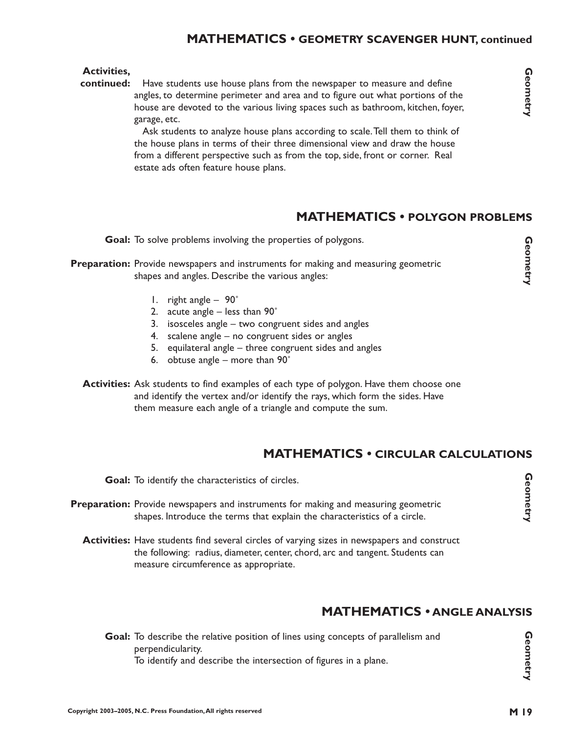## MATHEMATICS • GEOMETRY SCAVENGER HUNT, continued

**Activities, continued:** Have students use house plans from the newspaper to measure and define angles, to determine perimeter and area and to figure out what portions of the house are devoted to the various living spaces such as bathroom, kitchen, foyer, garage, etc.

Ask students to analyze house plans according to scale. Tell them to think of the house plans in terms of their three dimensional view and draw the house from a different perspective such as from the top, side, front or corner. Real estate ads often feature house plans.

## MATHEMATICS • POLYGON PROBLEMS

**Goal:** To solve problems involving the properties of polygons.

**Preparation:** Provide newspapers and instruments for making and measuring geometric shapes and angles. Describe the various angles:

1. right angle – 90˚
2. acute angle – less than 90˚
3. isosceles angle – two congruent sides and angles
4. scalene angle – no congruent sides or angles
5. equilateral angle – three congruent sides and angles
6. obtuse angle – more than 90˚

**Activities:** Ask students to find examples of each type of polygon. Have them choose one and identify the vertex and/or identify the rays, which form the sides. Have them measure each angle of a triangle and compute the sum.

## MATHEMATICS • CIRCULAR CALCULATIONS

**Goal:** To identify the characteristics of circles.

**Preparation:** Provide newspapers and instruments for making and measuring geometric shapes. Introduce the terms that explain the characteristics of a circle.

**Activities:** Have students find several circles of varying sizes in newspapers and construct the following: radius, diameter, center, chord, arc and tangent. Students can measure circumference as appropriate.

## MATHEMATICS • ANGLE ANALYSIS

**Goal:** To describe the relative position of lines using concepts of parallelism and perpendicularity.
To identify and describe the intersection of figures in a plane.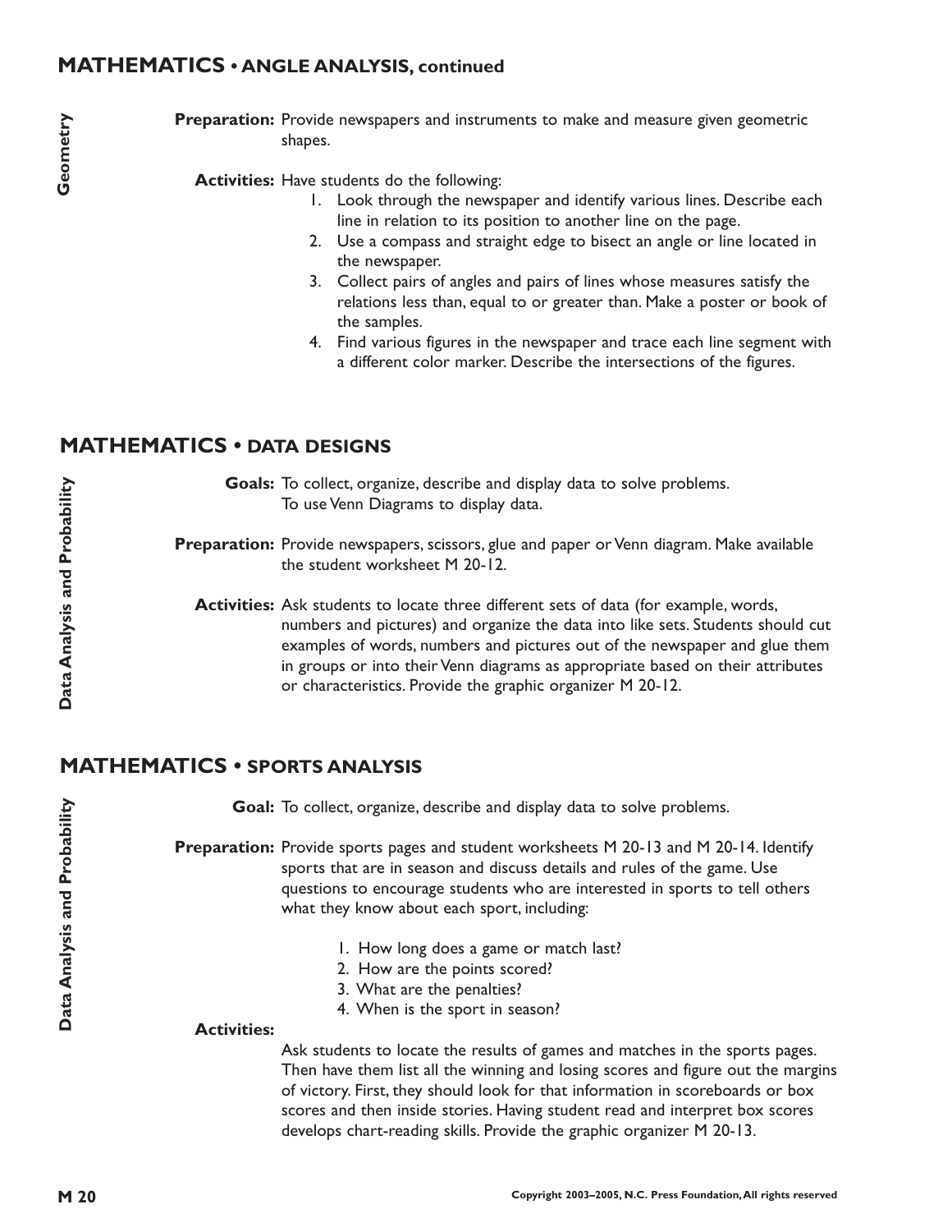## MATHEMATICS • ANGLE ANALYSIS, continued

*Geometry*

**Preparation:** Provide newspapers and instruments to make and measure given geometric shapes.

**Activities:** Have students do the following:

1. Look through the newspaper and identify various lines. Describe each line in relation to its position to another line on the page.
2. Use a compass and straight edge to bisect an angle or line located in the newspaper.
3. Collect pairs of angles and pairs of lines whose measures satisfy the relations less than, equal to or greater than. Make a poster or book of the samples.
4. Find various figures in the newspaper and trace each line segment with a different color marker. Describe the intersections of the figures.

## MATHEMATICS • DATA DESIGNS

*Data Analysis and Probability*

**Goals:** To collect, organize, describe and display data to solve problems.
To use Venn Diagrams to display data.

**Preparation:** Provide newspapers, scissors, glue and paper or Venn diagram. Make available the student worksheet M 20-12.

**Activities:** Ask students to locate three different sets of data (for example, words, numbers and pictures) and organize the data into like sets. Students should cut examples of words, numbers and pictures out of the newspaper and glue them in groups or into their Venn diagrams as appropriate based on their attributes or characteristics. Provide the graphic organizer M 20-12.

## MATHEMATICS • SPORTS ANALYSIS

*Data Analysis and Probability*

**Goal:** To collect, organize, describe and display data to solve problems.

**Preparation:** Provide sports pages and student worksheets M 20-13 and M 20-14. Identify sports that are in season and discuss details and rules of the game. Use questions to encourage students who are interested in sports to tell others what they know about each sport, including:

1. How long does a game or match last?
2. How are the points scored?
3. What are the penalties?
4. When is the sport in season?

**Activities:**

Ask students to locate the results of games and matches in the sports pages. Then have them list all the winning and losing scores and figure out the margins of victory. First, they should look for that information in scoreboards or box scores and then inside stories. Having student read and interpret box scores develops chart-reading skills. Provide the graphic organizer M 20-13.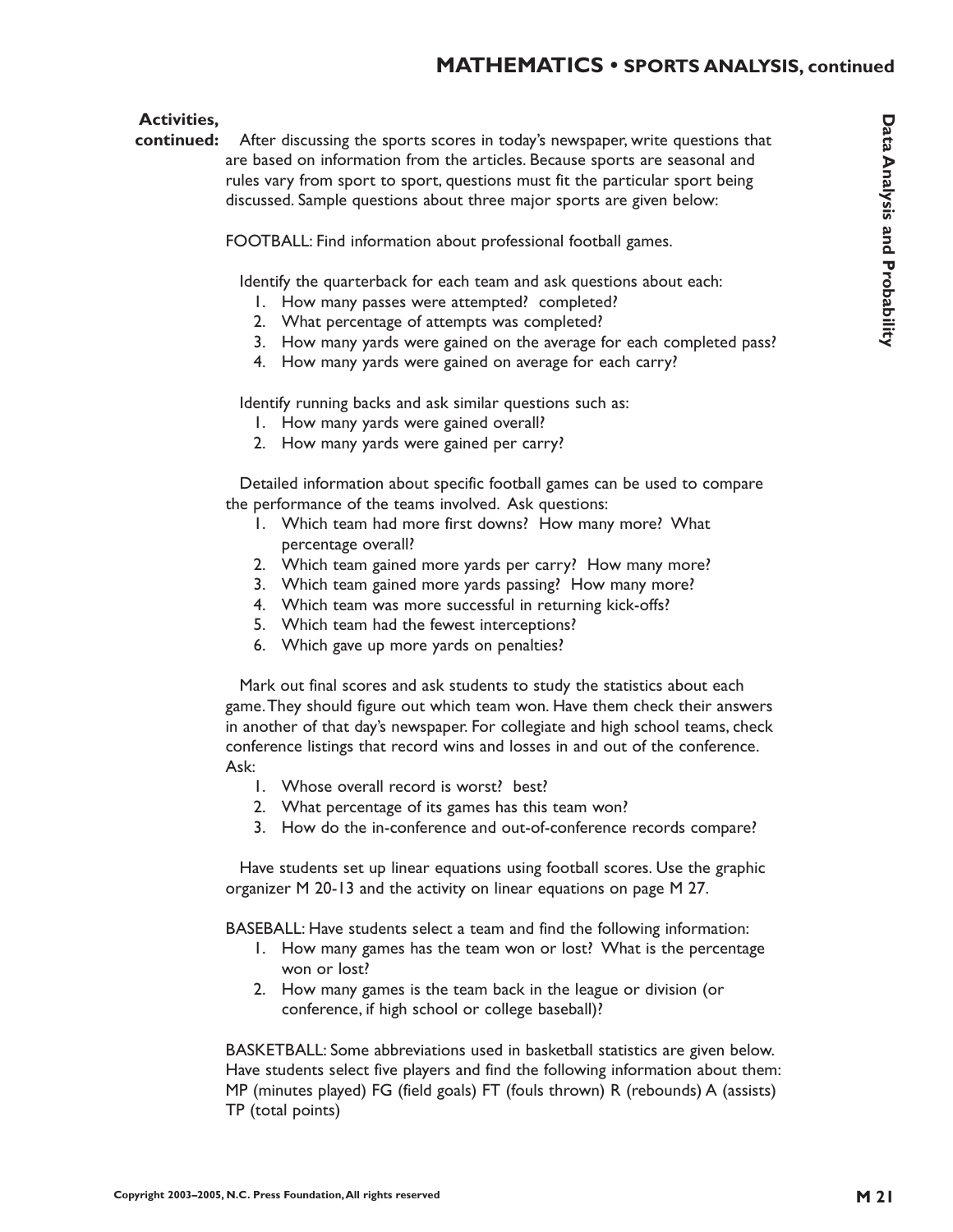**Activities, continued:** After discussing the sports scores in today's newspaper, write questions that are based on information from the articles. Because sports are seasonal and rules vary from sport to sport, questions must fit the particular sport being discussed. Sample questions about three major sports are given below:

FOOTBALL: Find information about professional football games.

Identify the quarterback for each team and ask questions about each:

1. How many passes were attempted? completed?
2. What percentage of attempts was completed?
3. How many yards were gained on the average for each completed pass?
4. How many yards were gained on average for each carry?

Identify running backs and ask similar questions such as:

1. How many yards were gained overall?
2. How many yards were gained per carry?

Detailed information about specific football games can be used to compare the performance of the teams involved. Ask questions:

1. Which team had more first downs? How many more? What percentage overall?
2. Which team gained more yards per carry? How many more?
3. Which team gained more yards passing? How many more?
4. Which team was more successful in returning kick-offs?
5. Which team had the fewest interceptions?
6. Which gave up more yards on penalties?

Mark out final scores and ask students to study the statistics about each game. They should figure out which team won. Have them check their answers in another of that day's newspaper. For collegiate and high school teams, check conference listings that record wins and losses in and out of the conference. Ask:

1. Whose overall record is worst? best?
2. What percentage of its games has this team won?
3. How do the in-conference and out-of-conference records compare?

Have students set up linear equations using football scores. Use the graphic organizer M 20-13 and the activity on linear equations on page M 27.

BASEBALL: Have students select a team and find the following information:

1. How many games has the team won or lost? What is the percentage won or lost?
2. How many games is the team back in the league or division (or conference, if high school or college baseball)?

BASKETBALL: Some abbreviations used in basketball statistics are given below. Have students select five players and find the following information about them: MP (minutes played) FG (field goals) FT (fouls thrown) R (rebounds) A (assists) TP (total points)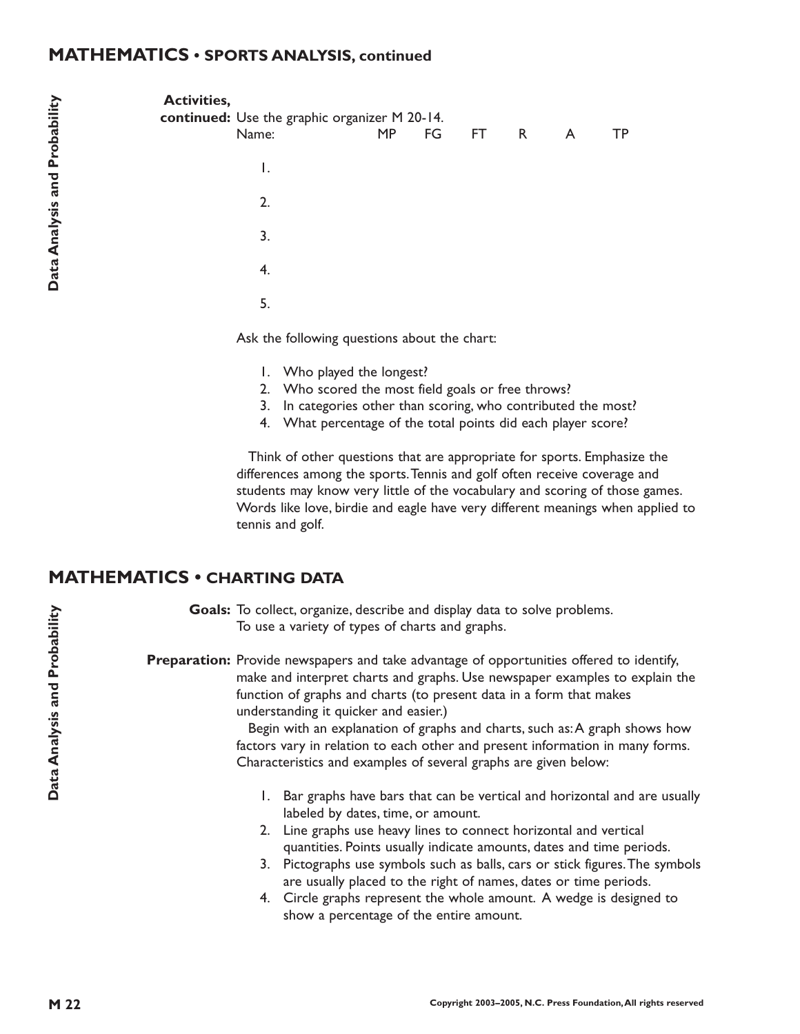## MATHEMATICS • SPORTS ANALYSIS, continued

**Activities, continued:** Use the graphic organizer M 20-14.

| Name: | MP | FG | FT | R | A | TP |
|---|---|---|---|---|---|---|
| 1. | | | | | | |
| 2. | | | | | | |
| 3. | | | | | | |
| 4. | | | | | | |
| 5. | | | | | | |

Ask the following questions about the chart:

1. Who played the longest?
2. Who scored the most field goals or free throws?
3. In categories other than scoring, who contributed the most?
4. What percentage of the total points did each player score?

Think of other questions that are appropriate for sports. Emphasize the differences among the sports. Tennis and golf often receive coverage and students may know very little of the vocabulary and scoring of those games. Words like love, birdie and eagle have very different meanings when applied to tennis and golf.

## MATHEMATICS • CHARTING DATA

**Goals:** To collect, organize, describe and display data to solve problems.
To use a variety of types of charts and graphs.

**Preparation:** Provide newspapers and take advantage of opportunities offered to identify, make and interpret charts and graphs. Use newspaper examples to explain the function of graphs and charts (to present data in a form that makes understanding it quicker and easier.)

Begin with an explanation of graphs and charts, such as: A graph shows how factors vary in relation to each other and present information in many forms. Characteristics and examples of several graphs are given below:

1. Bar graphs have bars that can be vertical and horizontal and are usually labeled by dates, time, or amount.
2. Line graphs use heavy lines to connect horizontal and vertical quantities. Points usually indicate amounts, dates and time periods.
3. Pictographs use symbols such as balls, cars or stick figures. The symbols are usually placed to the right of names, dates or time periods.
4. Circle graphs represent the whole amount. A wedge is designed to show a percentage of the entire amount.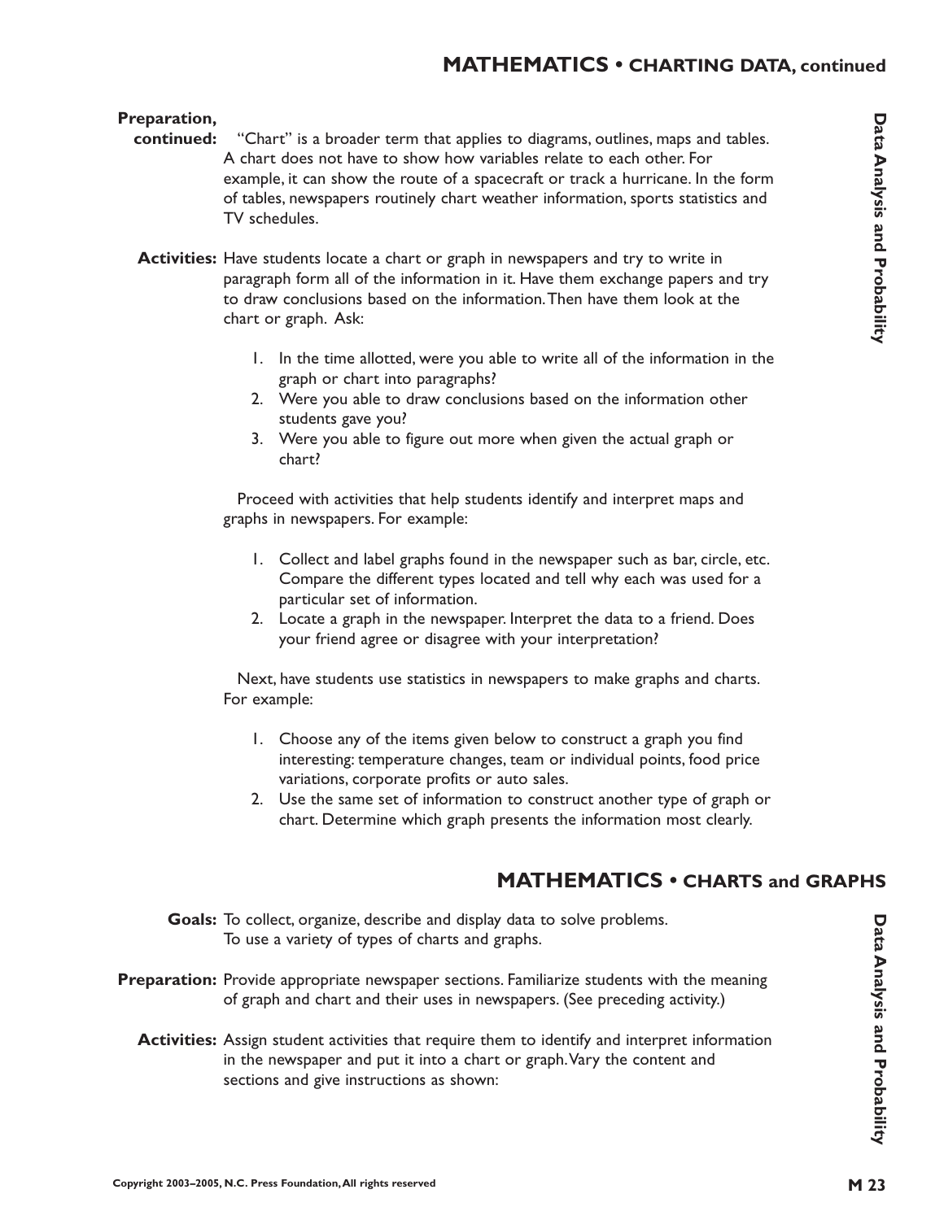## MATHEMATICS • CHARTING DATA, continued

**Preparation, continued:** "Chart" is a broader term that applies to diagrams, outlines, maps and tables. A chart does not have to show how variables relate to each other. For example, it can show the route of a spacecraft or track a hurricane. In the form of tables, newspapers routinely chart weather information, sports statistics and TV schedules.

**Activities:** Have students locate a chart or graph in newspapers and try to write in paragraph form all of the information in it. Have them exchange papers and try to draw conclusions based on the information. Then have them look at the chart or graph. Ask:

1. In the time allotted, were you able to write all of the information in the graph or chart into paragraphs?
2. Were you able to draw conclusions based on the information other students gave you?
3. Were you able to figure out more when given the actual graph or chart?

Proceed with activities that help students identify and interpret maps and graphs in newspapers. For example:

1. Collect and label graphs found in the newspaper such as bar, circle, etc. Compare the different types located and tell why each was used for a particular set of information.
2. Locate a graph in the newspaper. Interpret the data to a friend. Does your friend agree or disagree with your interpretation?

Next, have students use statistics in newspapers to make graphs and charts. For example:

1. Choose any of the items given below to construct a graph you find interesting: temperature changes, team or individual points, food price variations, corporate profits or auto sales.
2. Use the same set of information to construct another type of graph or chart. Determine which graph presents the information most clearly.

## MATHEMATICS • CHARTS and GRAPHS

**Goals:** To collect, organize, describe and display data to solve problems.
To use a variety of types of charts and graphs.

**Preparation:** Provide appropriate newspaper sections. Familiarize students with the meaning of graph and chart and their uses in newspapers. (See preceding activity.)

**Activities:** Assign student activities that require them to identify and interpret information in the newspaper and put it into a chart or graph. Vary the content and sections and give instructions as shown: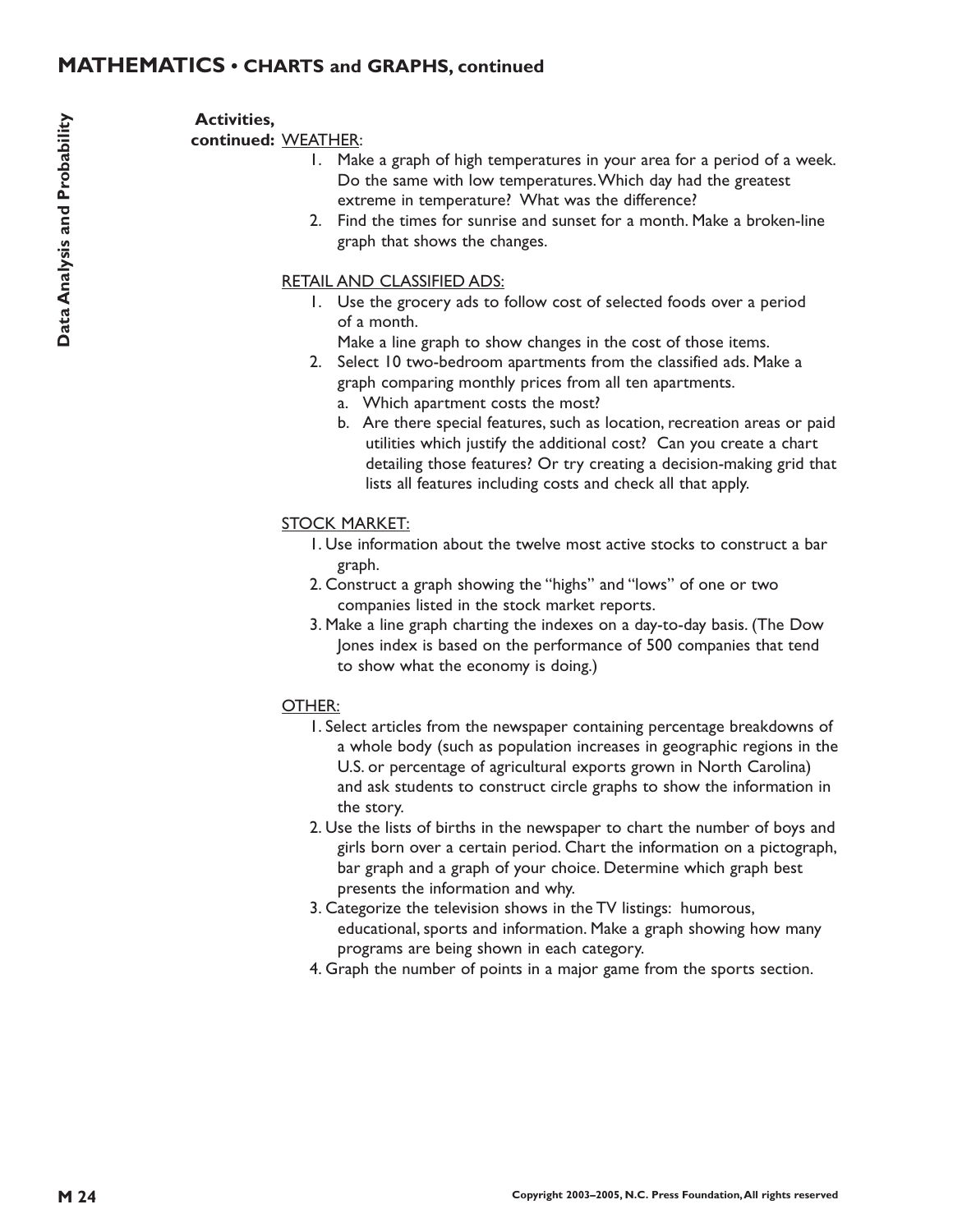## MATHEMATICS • CHARTS and GRAPHS, continued

**Activities, continued:** WEATHER:

1. Make a graph of high temperatures in your area for a period of a week. Do the same with low temperatures. Which day had the greatest extreme in temperature? What was the difference?
2. Find the times for sunrise and sunset for a month. Make a broken-line graph that shows the changes.

RETAIL AND CLASSIFIED ADS:

1. Use the grocery ads to follow cost of selected foods over a period of a month.
   Make a line graph to show changes in the cost of those items.
2. Select 10 two-bedroom apartments from the classified ads. Make a graph comparing monthly prices from all ten apartments.
   a. Which apartment costs the most?
   b. Are there special features, such as location, recreation areas or paid utilities which justify the additional cost? Can you create a chart detailing those features? Or try creating a decision-making grid that lists all features including costs and check all that apply.

STOCK MARKET:

1. Use information about the twelve most active stocks to construct a bar graph.
2. Construct a graph showing the "highs" and "lows" of one or two companies listed in the stock market reports.
3. Make a line graph charting the indexes on a day-to-day basis. (The Dow Jones index is based on the performance of 500 companies that tend to show what the economy is doing.)

OTHER:

1. Select articles from the newspaper containing percentage breakdowns of a whole body (such as population increases in geographic regions in the U.S. or percentage of agricultural exports grown in North Carolina) and ask students to construct circle graphs to show the information in the story.
2. Use the lists of births in the newspaper to chart the number of boys and girls born over a certain period. Chart the information on a pictograph, bar graph and a graph of your choice. Determine which graph best presents the information and why.
3. Categorize the television shows in the TV listings: humorous, educational, sports and information. Make a graph showing how many programs are being shown in each category.
4. Graph the number of points in a major game from the sports section.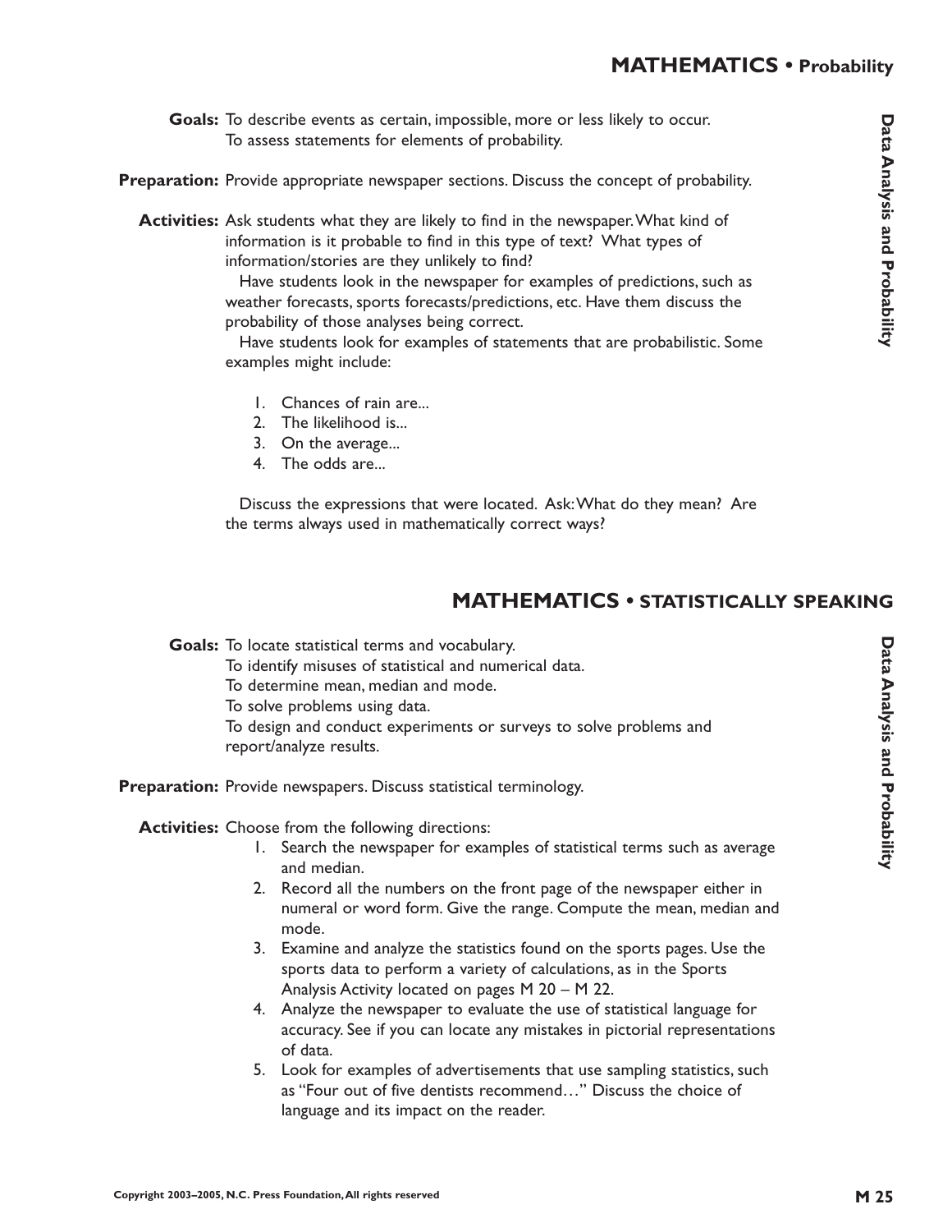## MATHEMATICS • Probability

**Goals:** To describe events as certain, impossible, more or less likely to occur.
To assess statements for elements of probability.

**Preparation:** Provide appropriate newspaper sections. Discuss the concept of probability.

**Activities:** Ask students what they are likely to find in the newspaper. What kind of information is it probable to find in this type of text? What types of information/stories are they unlikely to find?

Have students look in the newspaper for examples of predictions, such as weather forecasts, sports forecasts/predictions, etc. Have them discuss the probability of those analyses being correct.

Have students look for examples of statements that are probabilistic. Some examples might include:

1. Chances of rain are...
2. The likelihood is...
3. On the average...
4. The odds are...

Discuss the expressions that were located. Ask: What do they mean? Are the terms always used in mathematically correct ways?

## MATHEMATICS • STATISTICALLY SPEAKING

**Goals:** To locate statistical terms and vocabulary.
To identify misuses of statistical and numerical data.
To determine mean, median and mode.
To solve problems using data.
To design and conduct experiments or surveys to solve problems and report/analyze results.

**Preparation:** Provide newspapers. Discuss statistical terminology.

**Activities:** Choose from the following directions:

1. Search the newspaper for examples of statistical terms such as average and median.
2. Record all the numbers on the front page of the newspaper either in numeral or word form. Give the range. Compute the mean, median and mode.
3. Examine and analyze the statistics found on the sports pages. Use the sports data to perform a variety of calculations, as in the Sports Analysis Activity located on pages M 20 – M 22.
4. Analyze the newspaper to evaluate the use of statistical language for accuracy. See if you can locate any mistakes in pictorial representations of data.
5. Look for examples of advertisements that use sampling statistics, such as "Four out of five dentists recommend…" Discuss the choice of language and its impact on the reader.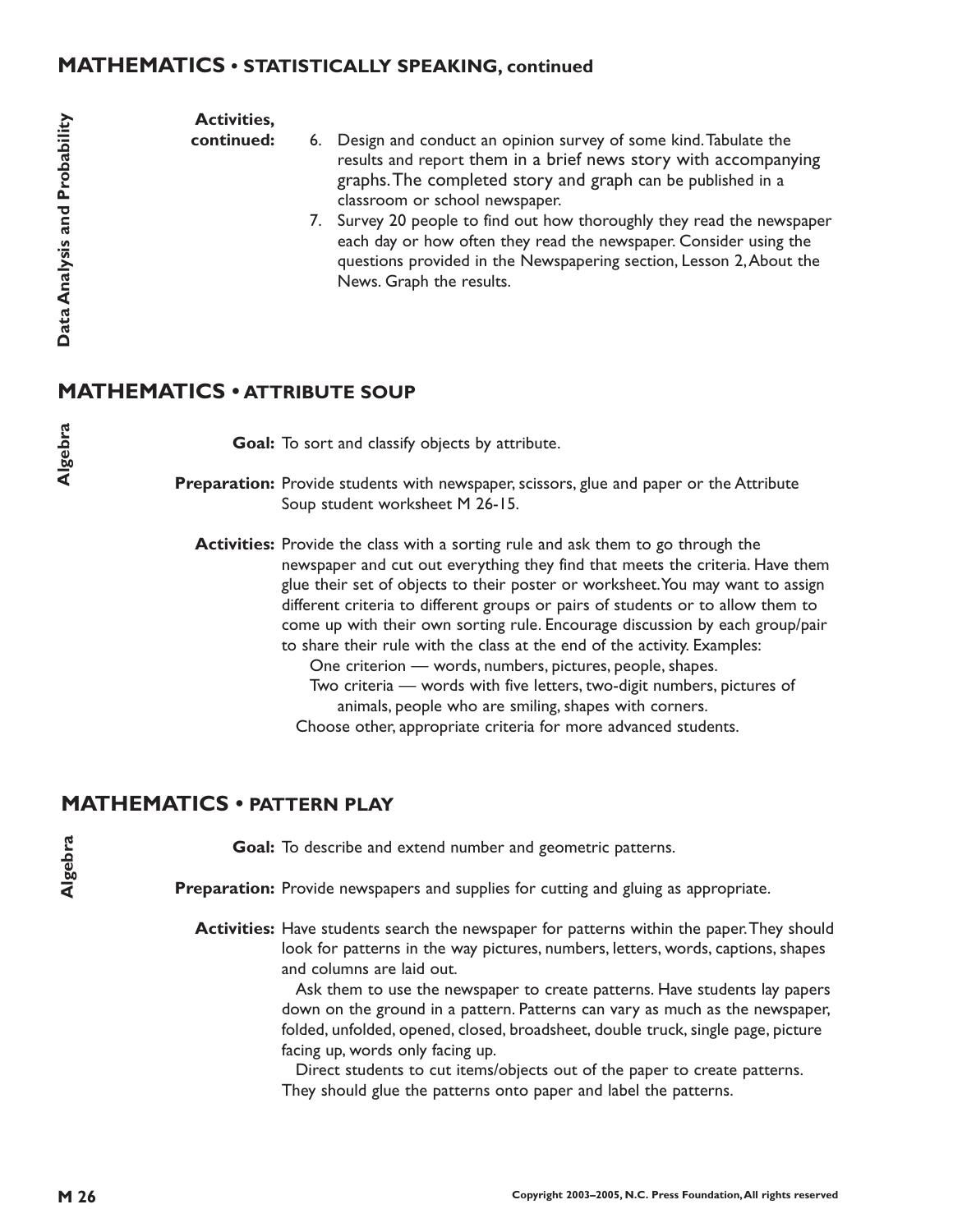## MATHEMATICS • STATISTICALLY SPEAKING, continued

*Data Analysis and Probability*

**Activities, continued:**

6. Design and conduct an opinion survey of some kind. Tabulate the results and report them in a brief news story with accompanying graphs. The completed story and graph can be published in a classroom or school newspaper.
7. Survey 20 people to find out how thoroughly they read the newspaper each day or how often they read the newspaper. Consider using the questions provided in the Newspapering section, Lesson 2, About the News. Graph the results.

## MATHEMATICS • ATTRIBUTE SOUP

*Algebra*

**Goal:** To sort and classify objects by attribute.

**Preparation:** Provide students with newspaper, scissors, glue and paper or the Attribute Soup student worksheet M 26-15.

**Activities:** Provide the class with a sorting rule and ask them to go through the newspaper and cut out everything they find that meets the criteria. Have them glue their set of objects to their poster or worksheet. You may want to assign different criteria to different groups or pairs of students or to allow them to come up with their own sorting rule. Encourage discussion by each group/pair to share their rule with the class at the end of the activity. Examples:

One criterion — words, numbers, pictures, people, shapes.

Two criteria — words with five letters, two-digit numbers, pictures of animals, people who are smiling, shapes with corners.

Choose other, appropriate criteria for more advanced students.

## MATHEMATICS • PATTERN PLAY

*Algebra*

**Goal:** To describe and extend number and geometric patterns.

**Preparation:** Provide newspapers and supplies for cutting and gluing as appropriate.

**Activities:** Have students search the newspaper for patterns within the paper. They should look for patterns in the way pictures, numbers, letters, words, captions, shapes and columns are laid out.

Ask them to use the newspaper to create patterns. Have students lay papers down on the ground in a pattern. Patterns can vary as much as the newspaper, folded, unfolded, opened, closed, broadsheet, double truck, single page, picture facing up, words only facing up.

Direct students to cut items/objects out of the paper to create patterns. They should glue the patterns onto paper and label the patterns.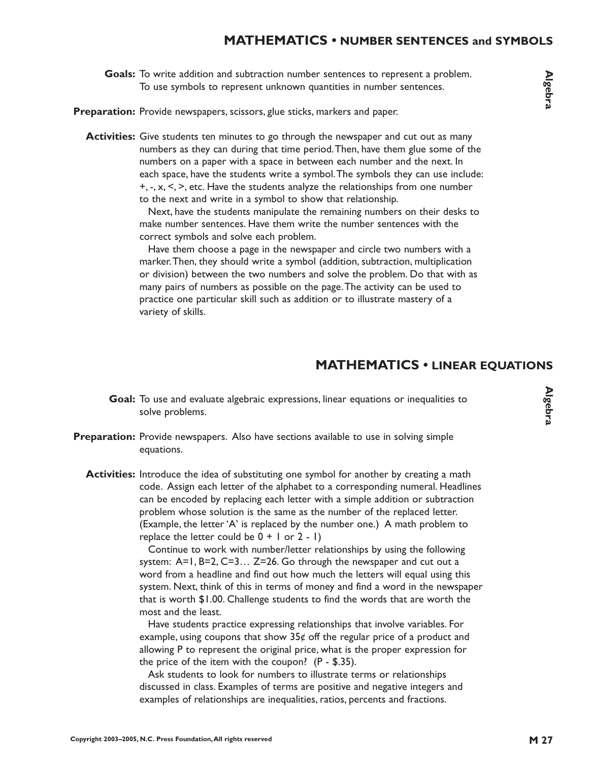## MATHEMATICS • NUMBER SENTENCES and SYMBOLS

**Goals:** To write addition and subtraction number sentences to represent a problem. To use symbols to represent unknown quantities in number sentences.

**Preparation:** Provide newspapers, scissors, glue sticks, markers and paper.

**Activities:** Give students ten minutes to go through the newspaper and cut out as many numbers as they can during that time period. Then, have them glue some of the numbers on a paper with a space in between each number and the next. In each space, have the students write a symbol. The symbols they can use include: +, -, x, <, >, etc. Have the students analyze the relationships from one number to the next and write in a symbol to show that relationship.

Next, have the students manipulate the remaining numbers on their desks to make number sentences. Have them write the number sentences with the correct symbols and solve each problem.

Have them choose a page in the newspaper and circle two numbers with a marker. Then, they should write a symbol (addition, subtraction, multiplication or division) between the two numbers and solve the problem. Do that with as many pairs of numbers as possible on the page. The activity can be used to practice one particular skill such as addition or to illustrate mastery of a variety of skills.

## MATHEMATICS • LINEAR EQUATIONS

**Goal:** To use and evaluate algebraic expressions, linear equations or inequalities to solve problems.

**Preparation:** Provide newspapers. Also have sections available to use in solving simple equations.

**Activities:** Introduce the idea of substituting one symbol for another by creating a math code. Assign each letter of the alphabet to a corresponding numeral. Headlines can be encoded by replacing each letter with a simple addition or subtraction problem whose solution is the same as the number of the replaced letter. (Example, the letter 'A' is replaced by the number one.) A math problem to replace the letter could be 0 + 1 or 2 - 1)

Continue to work with number/letter relationships by using the following system: A=1, B=2, C=3… Z=26. Go through the newspaper and cut out a word from a headline and find out how much the letters will equal using this system. Next, think of this in terms of money and find a word in the newspaper that is worth $1.00. Challenge students to find the words that are worth the most and the least.

Have students practice expressing relationships that involve variables. For example, using coupons that show 35¢ off the regular price of a product and allowing P to represent the original price, what is the proper expression for the price of the item with the coupon? (P - $.35).

Ask students to look for numbers to illustrate terms or relationships discussed in class. Examples of terms are positive and negative integers and examples of relationships are inequalities, ratios, percents and fractions.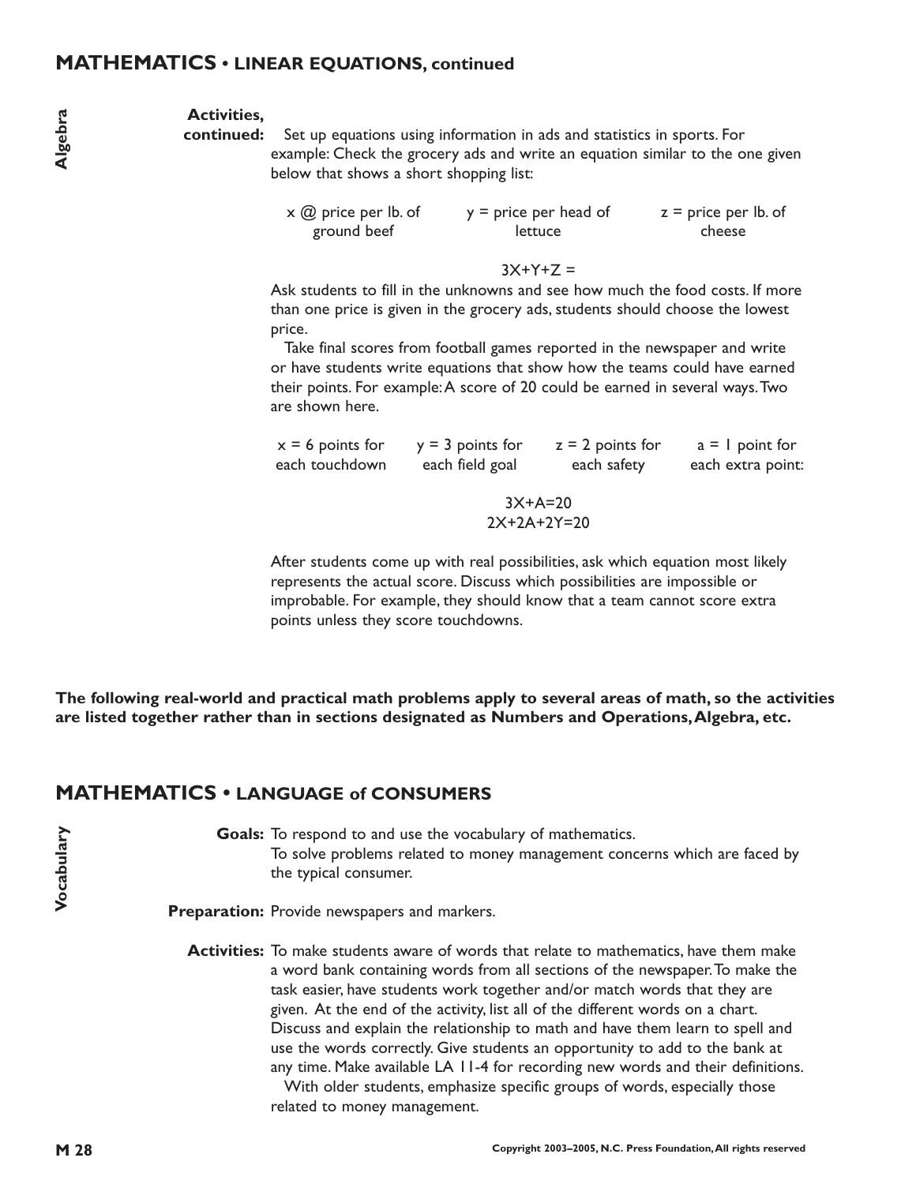## MATHEMATICS • LINEAR EQUATIONS, continued

Algebra

**Activities, continued:** Set up equations using information in ads and statistics in sports. For example: Check the grocery ads and write an equation similar to the one given below that shows a short shopping list:

x @ price per lb. of ground beef | y = price per head of lettuce | z = price per lb. of cheese

$$3X+Y+Z =$$

Ask students to fill in the unknowns and see how much the food costs. If more than one price is given in the grocery ads, students should choose the lowest price.

Take final scores from football games reported in the newspaper and write or have students write equations that show how the teams could have earned their points. For example: A score of 20 could be earned in several ways. Two are shown here.

x = 6 points for each touchdown | y = 3 points for each field goal | z = 2 points for each safety | a = 1 point for each extra point:

$$3X+A=20$$
$$2X+2A+2Y=20$$

After students come up with real possibilities, ask which equation most likely represents the actual score. Discuss which possibilities are impossible or improbable. For example, they should know that a team cannot score extra points unless they score touchdowns.

**The following real-world and practical math problems apply to several areas of math, so the activities are listed together rather than in sections designated as Numbers and Operations, Algebra, etc.**

## MATHEMATICS • LANGUAGE of CONSUMERS

Vocabulary

**Goals:** To respond to and use the vocabulary of mathematics.
To solve problems related to money management concerns which are faced by the typical consumer.

**Preparation:** Provide newspapers and markers.

**Activities:** To make students aware of words that relate to mathematics, have them make a word bank containing words from all sections of the newspaper. To make the task easier, have students work together and/or match words that they are given. At the end of the activity, list all of the different words on a chart. Discuss and explain the relationship to math and have them learn to spell and use the words correctly. Give students an opportunity to add to the bank at any time. Make available LA 11-4 for recording new words and their definitions.

With older students, emphasize specific groups of words, especially those related to money management.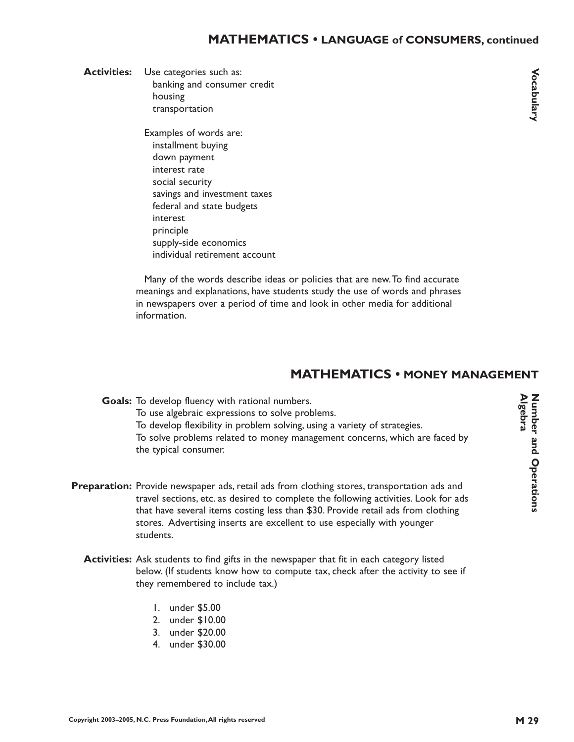## MATHEMATICS • LANGUAGE of CONSUMERS, continued

*Vocabulary*

**Activities:** Use categories such as:

- banking and consumer credit
- housing
- transportation

Examples of words are:

- installment buying
- down payment
- interest rate
- social security
- savings and investment taxes
- federal and state budgets
- interest
- principle
- supply-side economics
- individual retirement account

Many of the words describe ideas or policies that are new. To find accurate meanings and explanations, have students study the use of words and phrases in newspapers over a period of time and look in other media for additional information.

## MATHEMATICS • MONEY MANAGEMENT

*Number and Operations*
*Algebra*

**Goals:** To develop fluency with rational numbers.
To use algebraic expressions to solve problems.
To develop flexibility in problem solving, using a variety of strategies.
To solve problems related to money management concerns, which are faced by the typical consumer.

**Preparation:** Provide newspaper ads, retail ads from clothing stores, transportation ads and travel sections, etc. as desired to complete the following activities. Look for ads that have several items costing less than $30. Provide retail ads from clothing stores. Advertising inserts are excellent to use especially with younger students.

**Activities:** Ask students to find gifts in the newspaper that fit in each category listed below. (If students know how to compute tax, check after the activity to see if they remembered to include tax.)

1. under $5.00
2. under $10.00
3. under $20.00
4. under $30.00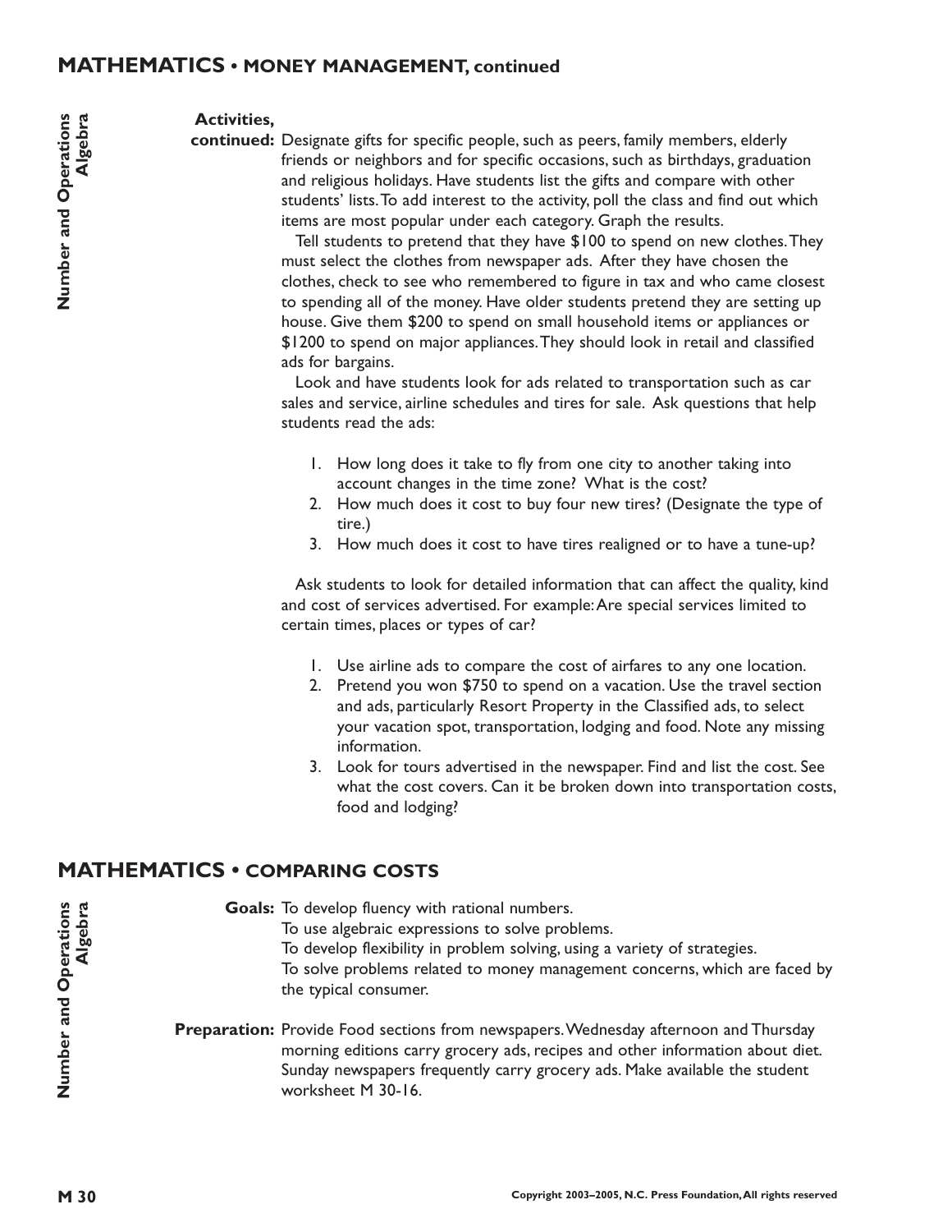## MATHEMATICS • MONEY MANAGEMENT, continued

**Activities, continued:** Designate gifts for specific people, such as peers, family members, elderly friends or neighbors and for specific occasions, such as birthdays, graduation and religious holidays. Have students list the gifts and compare with other students' lists. To add interest to the activity, poll the class and find out which items are most popular under each category. Graph the results.

Tell students to pretend that they have $100 to spend on new clothes. They must select the clothes from newspaper ads. After they have chosen the clothes, check to see who remembered to figure in tax and who came closest to spending all of the money. Have older students pretend they are setting up house. Give them $200 to spend on small household items or appliances or $1200 to spend on major appliances. They should look in retail and classified ads for bargains.

Look and have students look for ads related to transportation such as car sales and service, airline schedules and tires for sale. Ask questions that help students read the ads:

1. How long does it take to fly from one city to another taking into account changes in the time zone? What is the cost?
2. How much does it cost to buy four new tires? (Designate the type of tire.)
3. How much does it cost to have tires realigned or to have a tune-up?

Ask students to look for detailed information that can affect the quality, kind and cost of services advertised. For example: Are special services limited to certain times, places or types of car?

1. Use airline ads to compare the cost of airfares to any one location.
2. Pretend you won $750 to spend on a vacation. Use the travel section and ads, particularly Resort Property in the Classified ads, to select your vacation spot, transportation, lodging and food. Note any missing information.
3. Look for tours advertised in the newspaper. Find and list the cost. See what the cost covers. Can it be broken down into transportation costs, food and lodging?

## MATHEMATICS • COMPARING COSTS

*Number and Operations, Algebra*

**Goals:** To develop fluency with rational numbers.
To use algebraic expressions to solve problems.
To develop flexibility in problem solving, using a variety of strategies.
To solve problems related to money management concerns, which are faced by the typical consumer.

**Preparation:** Provide Food sections from newspapers. Wednesday afternoon and Thursday morning editions carry grocery ads, recipes and other information about diet. Sunday newspapers frequently carry grocery ads. Make available the student worksheet M 30-16.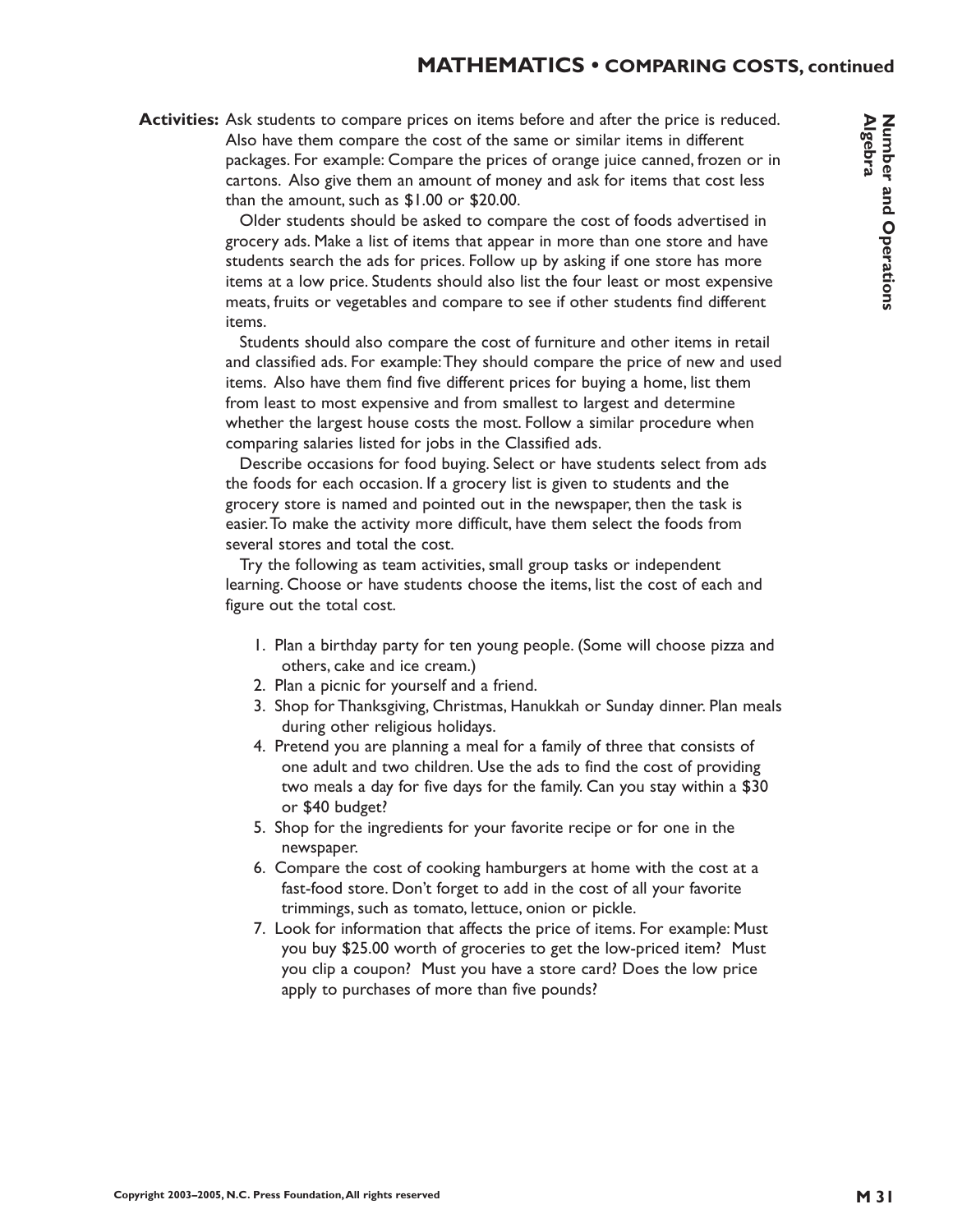## MATHEMATICS • COMPARING COSTS, continued

**Activities:** Ask students to compare prices on items before and after the price is reduced. Also have them compare the cost of the same or similar items in different packages. For example: Compare the prices of orange juice canned, frozen or in cartons. Also give them an amount of money and ask for items that cost less than the amount, such as $1.00 or $20.00.

Older students should be asked to compare the cost of foods advertised in grocery ads. Make a list of items that appear in more than one store and have students search the ads for prices. Follow up by asking if one store has more items at a low price. Students should also list the four least or most expensive meats, fruits or vegetables and compare to see if other students find different items.

Students should also compare the cost of furniture and other items in retail and classified ads. For example: They should compare the price of new and used items. Also have them find five different prices for buying a home, list them from least to most expensive and from smallest to largest and determine whether the largest house costs the most. Follow a similar procedure when comparing salaries listed for jobs in the Classified ads.

Describe occasions for food buying. Select or have students select from ads the foods for each occasion. If a grocery list is given to students and the grocery store is named and pointed out in the newspaper, then the task is easier. To make the activity more difficult, have them select the foods from several stores and total the cost.

Try the following as team activities, small group tasks or independent learning. Choose or have students choose the items, list the cost of each and figure out the total cost.

1. Plan a birthday party for ten young people. (Some will choose pizza and others, cake and ice cream.)
2. Plan a picnic for yourself and a friend.
3. Shop for Thanksgiving, Christmas, Hanukkah or Sunday dinner. Plan meals during other religious holidays.
4. Pretend you are planning a meal for a family of three that consists of one adult and two children. Use the ads to find the cost of providing two meals a day for five days for the family. Can you stay within a $30 or $40 budget?
5. Shop for the ingredients for your favorite recipe or for one in the newspaper.
6. Compare the cost of cooking hamburgers at home with the cost at a fast-food store. Don't forget to add in the cost of all your favorite trimmings, such as tomato, lettuce, onion or pickle.
7. Look for information that affects the price of items. For example: Must you buy $25.00 worth of groceries to get the low-priced item? Must you clip a coupon? Must you have a store card? Does the low price apply to purchases of more than five pounds?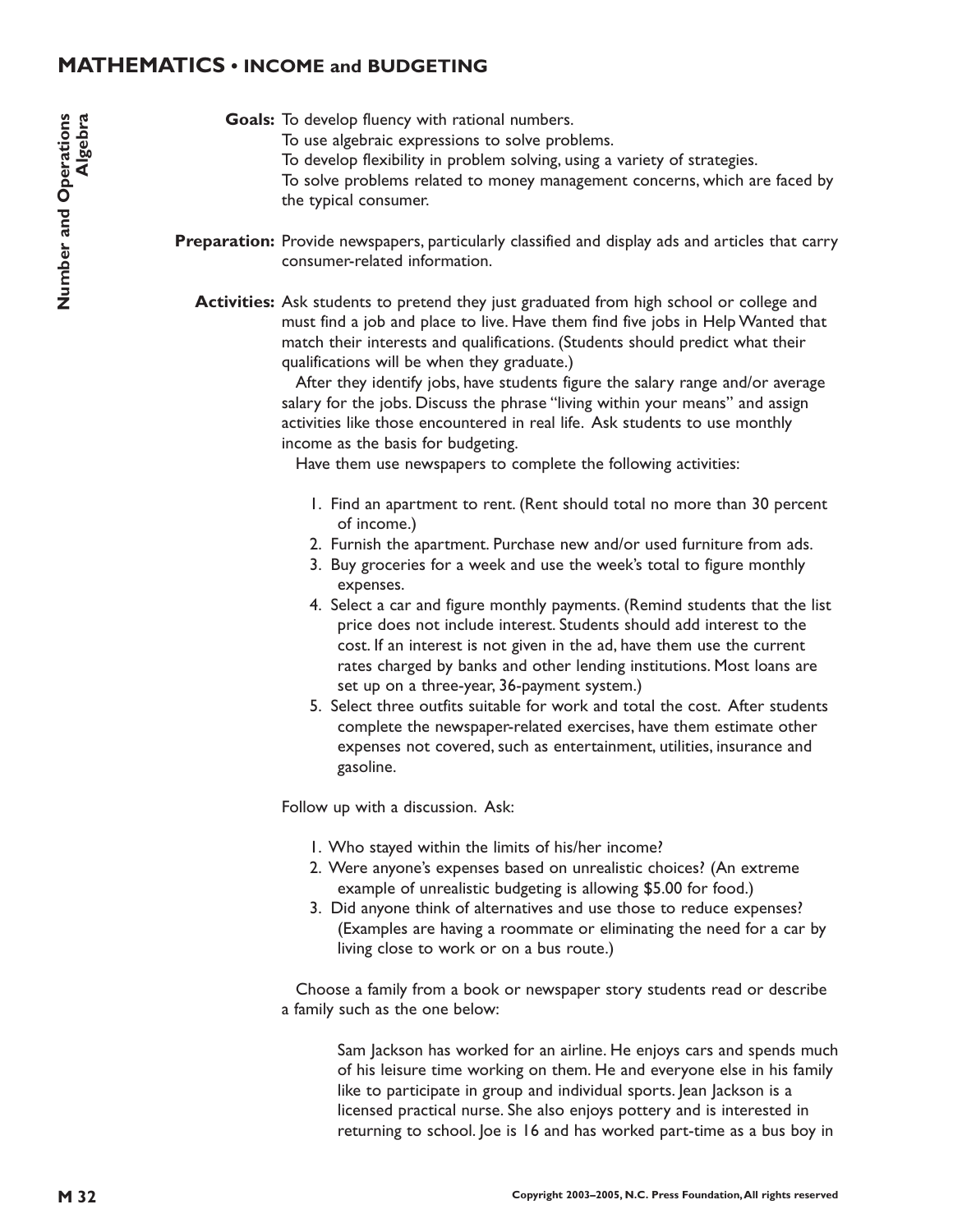# MATHEMATICS • INCOME and BUDGETING

**Goals:** To develop fluency with rational numbers.
To use algebraic expressions to solve problems.
To develop flexibility in problem solving, using a variety of strategies.
To solve problems related to money management concerns, which are faced by the typical consumer.

**Preparation:** Provide newspapers, particularly classified and display ads and articles that carry consumer-related information.

**Activities:** Ask students to pretend they just graduated from high school or college and must find a job and place to live. Have them find five jobs in Help Wanted that match their interests and qualifications. (Students should predict what their qualifications will be when they graduate.)

After they identify jobs, have students figure the salary range and/or average salary for the jobs. Discuss the phrase "living within your means" and assign activities like those encountered in real life. Ask students to use monthly income as the basis for budgeting.

Have them use newspapers to complete the following activities:

1. Find an apartment to rent. (Rent should total no more than 30 percent of income.)
2. Furnish the apartment. Purchase new and/or used furniture from ads.
3. Buy groceries for a week and use the week's total to figure monthly expenses.
4. Select a car and figure monthly payments. (Remind students that the list price does not include interest. Students should add interest to the cost. If an interest is not given in the ad, have them use the current rates charged by banks and other lending institutions. Most loans are set up on a three-year, 36-payment system.)
5. Select three outfits suitable for work and total the cost. After students complete the newspaper-related exercises, have them estimate other expenses not covered, such as entertainment, utilities, insurance and gasoline.

Follow up with a discussion. Ask:

1. Who stayed within the limits of his/her income?
2. Were anyone's expenses based on unrealistic choices? (An extreme example of unrealistic budgeting is allowing $5.00 for food.)
3. Did anyone think of alternatives and use those to reduce expenses? (Examples are having a roommate or eliminating the need for a car by living close to work or on a bus route.)

Choose a family from a book or newspaper story students read or describe a family such as the one below:

> Sam Jackson has worked for an airline. He enjoys cars and spends much of his leisure time working on them. He and everyone else in his family like to participate in group and individual sports. Jean Jackson is a licensed practical nurse. She also enjoys pottery and is interested in returning to school. Joe is 16 and has worked part-time as a bus boy in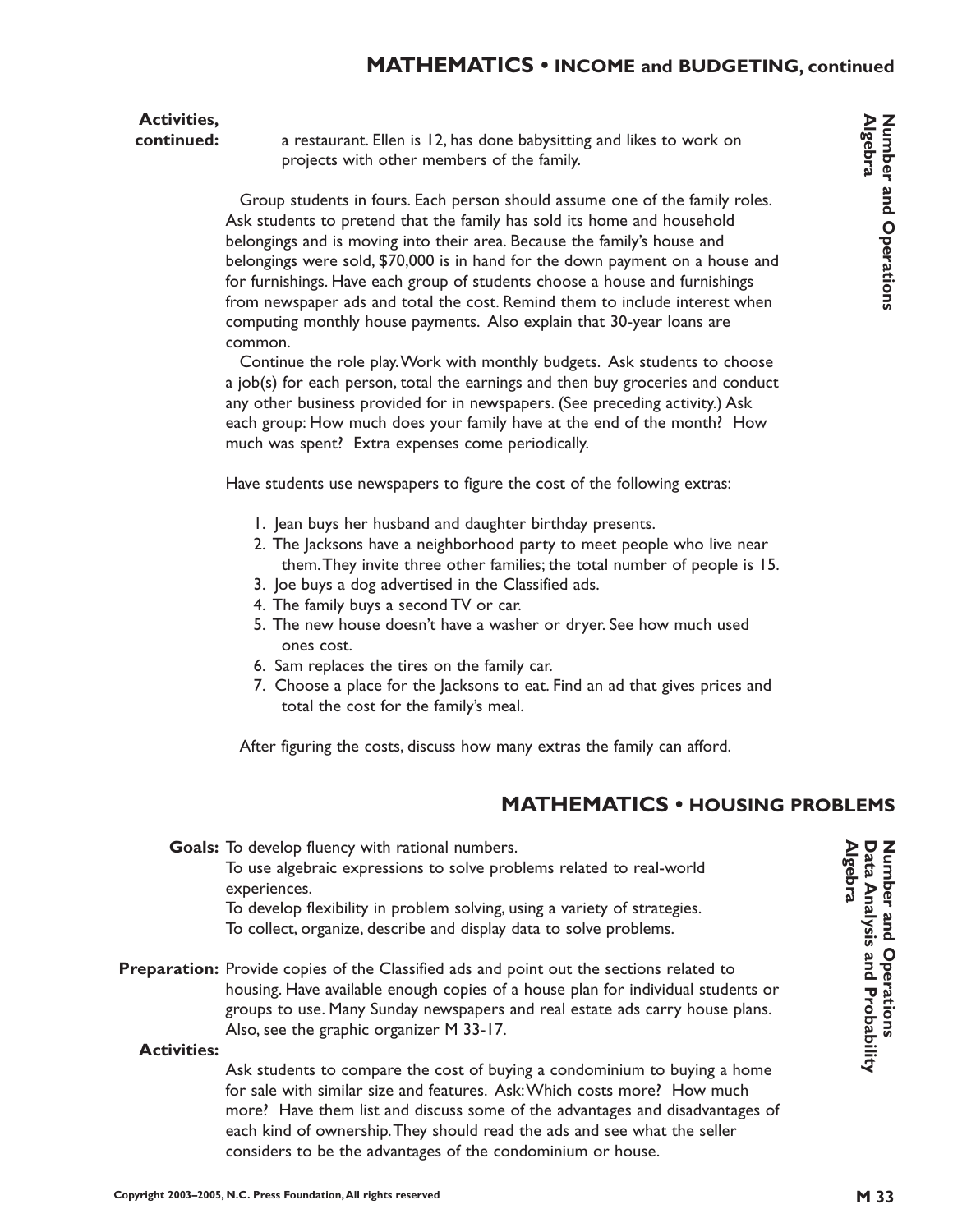## MATHEMATICS • INCOME and BUDGETING, continued

**Activities, continued:** a restaurant. Ellen is 12, has done babysitting and likes to work on projects with other members of the family.

Group students in fours. Each person should assume one of the family roles. Ask students to pretend that the family has sold its home and household belongings and is moving into their area. Because the family's house and belongings were sold, $70,000 is in hand for the down payment on a house and for furnishings. Have each group of students choose a house and furnishings from newspaper ads and total the cost. Remind them to include interest when computing monthly house payments. Also explain that 30-year loans are common.

Continue the role play. Work with monthly budgets. Ask students to choose a job(s) for each person, total the earnings and then buy groceries and conduct any other business provided for in newspapers. (See preceding activity.) Ask each group: How much does your family have at the end of the month? How much was spent? Extra expenses come periodically.

Have students use newspapers to figure the cost of the following extras:

1. Jean buys her husband and daughter birthday presents.
2. The Jacksons have a neighborhood party to meet people who live near them. They invite three other families; the total number of people is 15.
3. Joe buys a dog advertised in the Classified ads.
4. The family buys a second TV or car.
5. The new house doesn't have a washer or dryer. See how much used ones cost.
6. Sam replaces the tires on the family car.
7. Choose a place for the Jacksons to eat. Find an ad that gives prices and total the cost for the family's meal.

After figuring the costs, discuss how many extras the family can afford.

*Number and Operations, Algebra*

## MATHEMATICS • HOUSING PROBLEMS

*Number and Operations, Data Analysis and Probability, Algebra*

**Goals:** To develop fluency with rational numbers.
To use algebraic expressions to solve problems related to real-world experiences.
To develop flexibility in problem solving, using a variety of strategies.
To collect, organize, describe and display data to solve problems.

**Preparation:** Provide copies of the Classified ads and point out the sections related to housing. Have available enough copies of a house plan for individual students or groups to use. Many Sunday newspapers and real estate ads carry house plans. Also, see the graphic organizer M 33-17.

**Activities:**

Ask students to compare the cost of buying a condominium to buying a home for sale with similar size and features. Ask: Which costs more? How much more? Have them list and discuss some of the advantages and disadvantages of each kind of ownership. They should read the ads and see what the seller considers to be the advantages of the condominium or house.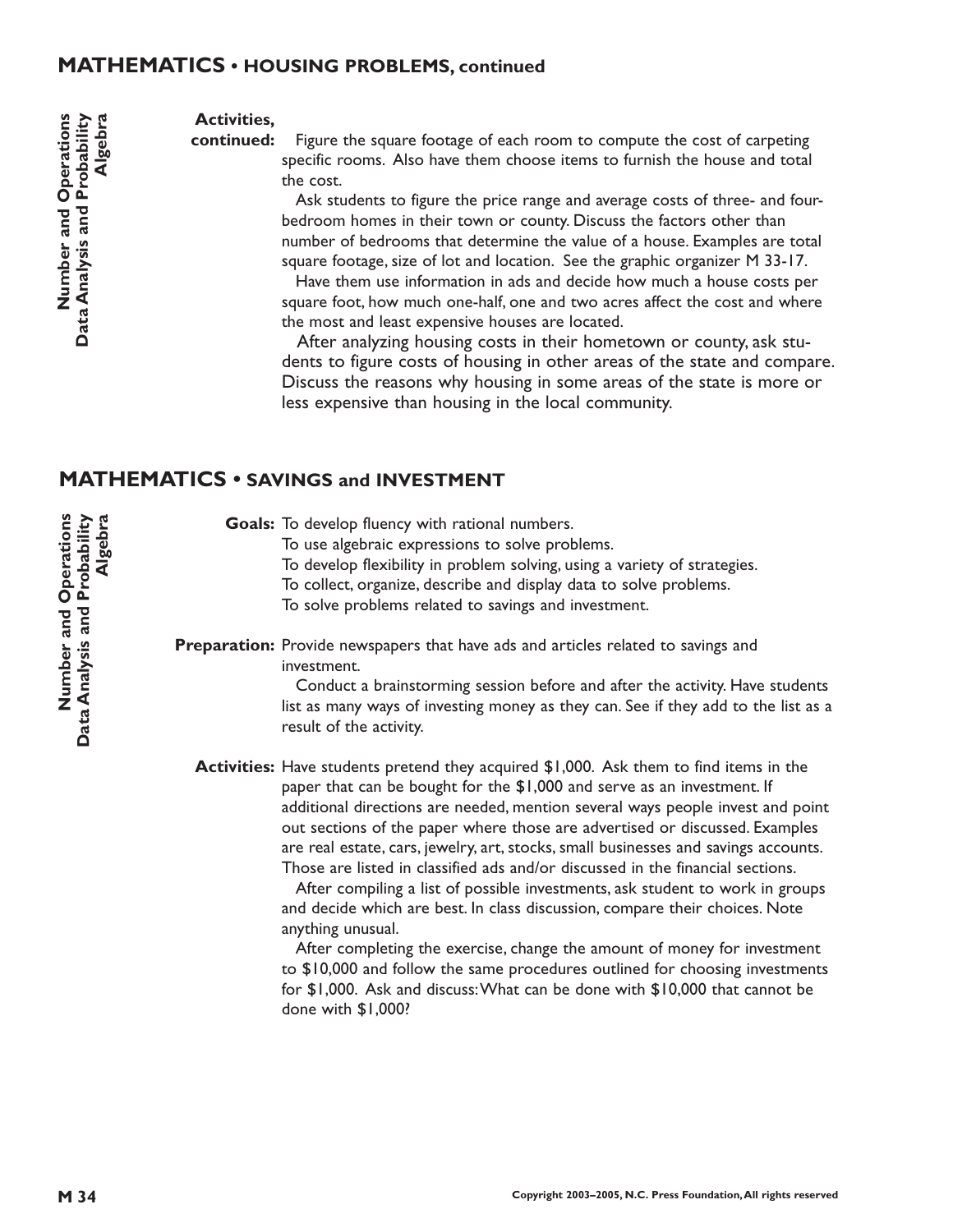## MATHEMATICS • HOUSING PROBLEMS, continued

Number and Operations
Data Analysis and Probability
Algebra

**Activities, continued:** Figure the square footage of each room to compute the cost of carpeting specific rooms. Also have them choose items to furnish the house and total the cost.

Ask students to figure the price range and average costs of three- and four-bedroom homes in their town or county. Discuss the factors other than number of bedrooms that determine the value of a house. Examples are total square footage, size of lot and location. See the graphic organizer M 33-17.

Have them use information in ads and decide how much a house costs per square foot, how much one-half, one and two acres affect the cost and where the most and least expensive houses are located.

After analyzing housing costs in their hometown or county, ask students to figure costs of housing in other areas of the state and compare. Discuss the reasons why housing in some areas of the state is more or less expensive than housing in the local community.

## MATHEMATICS • SAVINGS and INVESTMENT

Number and Operations
Data Analysis and Probability
Algebra

**Goals:** To develop fluency with rational numbers.
To use algebraic expressions to solve problems.
To develop flexibility in problem solving, using a variety of strategies.
To collect, organize, describe and display data to solve problems.
To solve problems related to savings and investment.

**Preparation:** Provide newspapers that have ads and articles related to savings and investment.

Conduct a brainstorming session before and after the activity. Have students list as many ways of investing money as they can. See if they add to the list as a result of the activity.

**Activities:** Have students pretend they acquired $1,000. Ask them to find items in the paper that can be bought for the $1,000 and serve as an investment. If additional directions are needed, mention several ways people invest and point out sections of the paper where those are advertised or discussed. Examples are real estate, cars, jewelry, art, stocks, small businesses and savings accounts. Those are listed in classified ads and/or discussed in the financial sections.

After compiling a list of possible investments, ask student to work in groups and decide which are best. In class discussion, compare their choices. Note anything unusual.

After completing the exercise, change the amount of money for investment to $10,000 and follow the same procedures outlined for choosing investments for $1,000. Ask and discuss: What can be done with $10,000 that cannot be done with $1,000?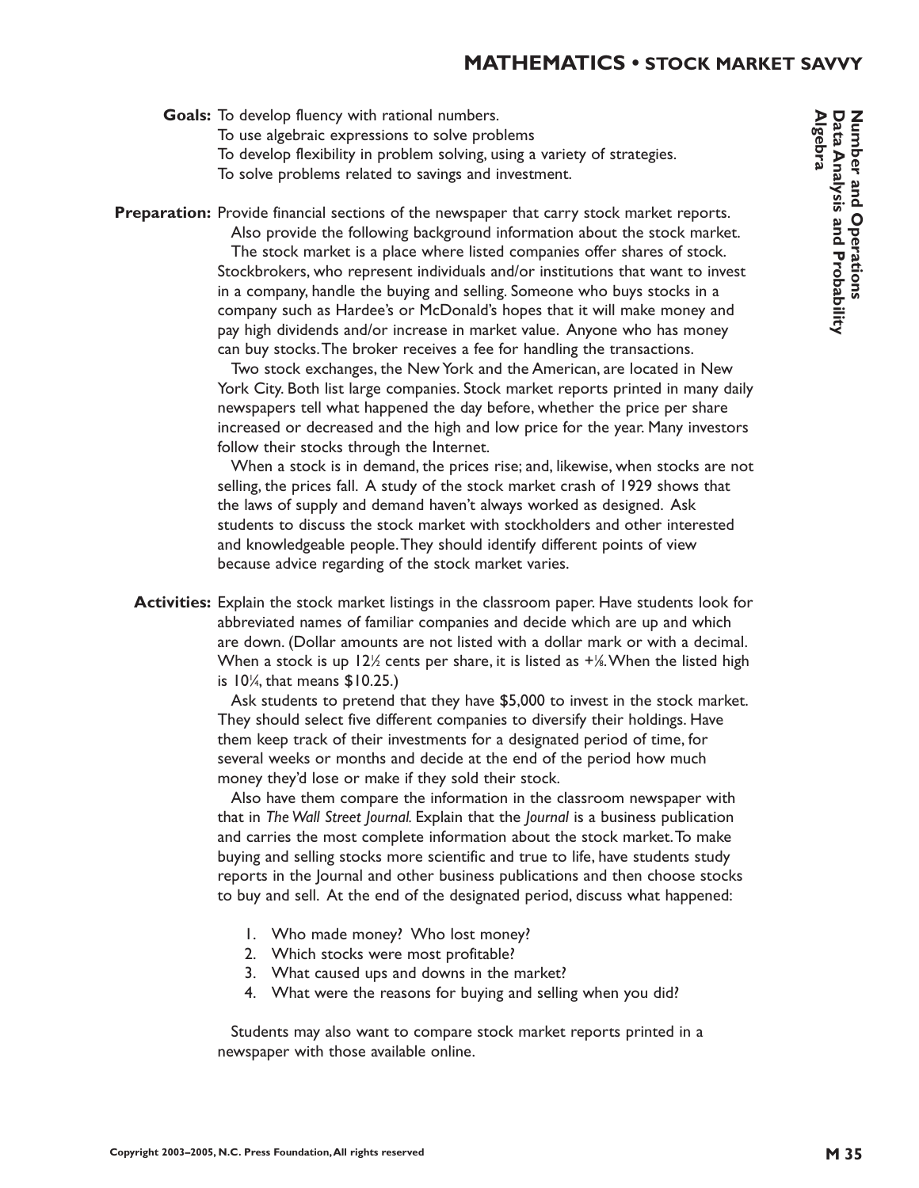# MATHEMATICS • STOCK MARKET SAVVY

**Number and Operations**
**Data Analysis and Probability**
**Algebra**

**Goals:** To develop fluency with rational numbers.
To use algebraic expressions to solve problems
To develop flexibility in problem solving, using a variety of strategies.
To solve problems related to savings and investment.

**Preparation:** Provide financial sections of the newspaper that carry stock market reports.

Also provide the following background information about the stock market.

The stock market is a place where listed companies offer shares of stock. Stockbrokers, who represent individuals and/or institutions that want to invest in a company, handle the buying and selling. Someone who buys stocks in a company such as Hardee's or McDonald's hopes that it will make money and pay high dividends and/or increase in market value. Anyone who has money can buy stocks. The broker receives a fee for handling the transactions.

Two stock exchanges, the New York and the American, are located in New York City. Both list large companies. Stock market reports printed in many daily newspapers tell what happened the day before, whether the price per share increased or decreased and the high and low price for the year. Many investors follow their stocks through the Internet.

When a stock is in demand, the prices rise; and, likewise, when stocks are not selling, the prices fall. A study of the stock market crash of 1929 shows that the laws of supply and demand haven't always worked as designed. Ask students to discuss the stock market with stockholders and other interested and knowledgeable people. They should identify different points of view because advice regarding of the stock market varies.

**Activities:** Explain the stock market listings in the classroom paper. Have students look for abbreviated names of familiar companies and decide which are up and which are down. (Dollar amounts are not listed with a dollar mark or with a decimal. When a stock is up $12\frac{1}{2}$ cents per share, it is listed as $+\frac{1}{8}$. When the listed high is $10\frac{1}{4}$, that means $10.25.)

Ask students to pretend that they have $5,000 to invest in the stock market. They should select five different companies to diversify their holdings. Have them keep track of their investments for a designated period of time, for several weeks or months and decide at the end of the period how much money they'd lose or make if they sold their stock.

Also have them compare the information in the classroom newspaper with that in *The Wall Street Journal.* Explain that the *Journal* is a business publication and carries the most complete information about the stock market. To make buying and selling stocks more scientific and true to life, have students study reports in the Journal and other business publications and then choose stocks to buy and sell. At the end of the designated period, discuss what happened:

1. Who made money? Who lost money?
2. Which stocks were most profitable?
3. What caused ups and downs in the market?
4. What were the reasons for buying and selling when you did?

Students may also want to compare stock market reports printed in a newspaper with those available online.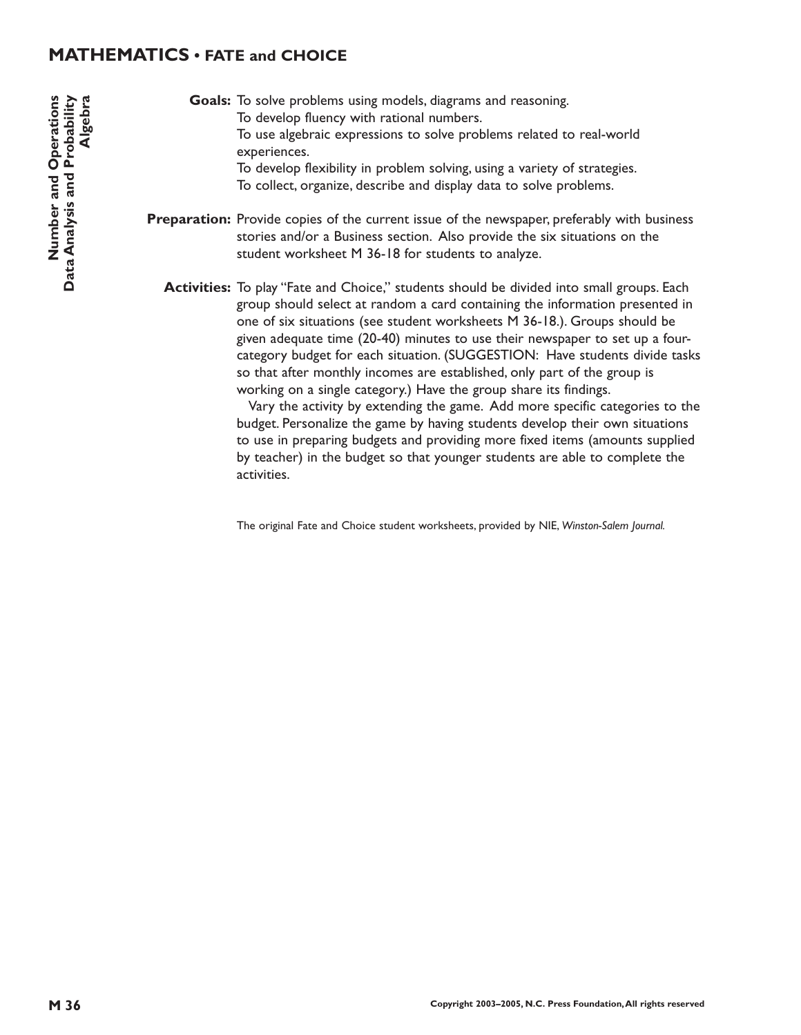# MATHEMATICS • FATE and CHOICE

**Number and Operations**
**Data Analysis and Probability**
**Algebra**

**Goals:** To solve problems using models, diagrams and reasoning.
To develop fluency with rational numbers.
To use algebraic expressions to solve problems related to real-world experiences.
To develop flexibility in problem solving, using a variety of strategies.
To collect, organize, describe and display data to solve problems.

**Preparation:** Provide copies of the current issue of the newspaper, preferably with business stories and/or a Business section. Also provide the six situations on the student worksheet M 36-18 for students to analyze.

**Activities:** To play "Fate and Choice," students should be divided into small groups. Each group should select at random a card containing the information presented in one of six situations (see student worksheets M 36-18.). Groups should be given adequate time (20-40) minutes to use their newspaper to set up a four-category budget for each situation. (SUGGESTION: Have students divide tasks so that after monthly incomes are established, only part of the group is working on a single category.) Have the group share its findings.

Vary the activity by extending the game. Add more specific categories to the budget. Personalize the game by having students develop their own situations to use in preparing budgets and providing more fixed items (amounts supplied by teacher) in the budget so that younger students are able to complete the activities.

The original Fate and Choice student worksheets, provided by NIE, *Winston-Salem Journal.*